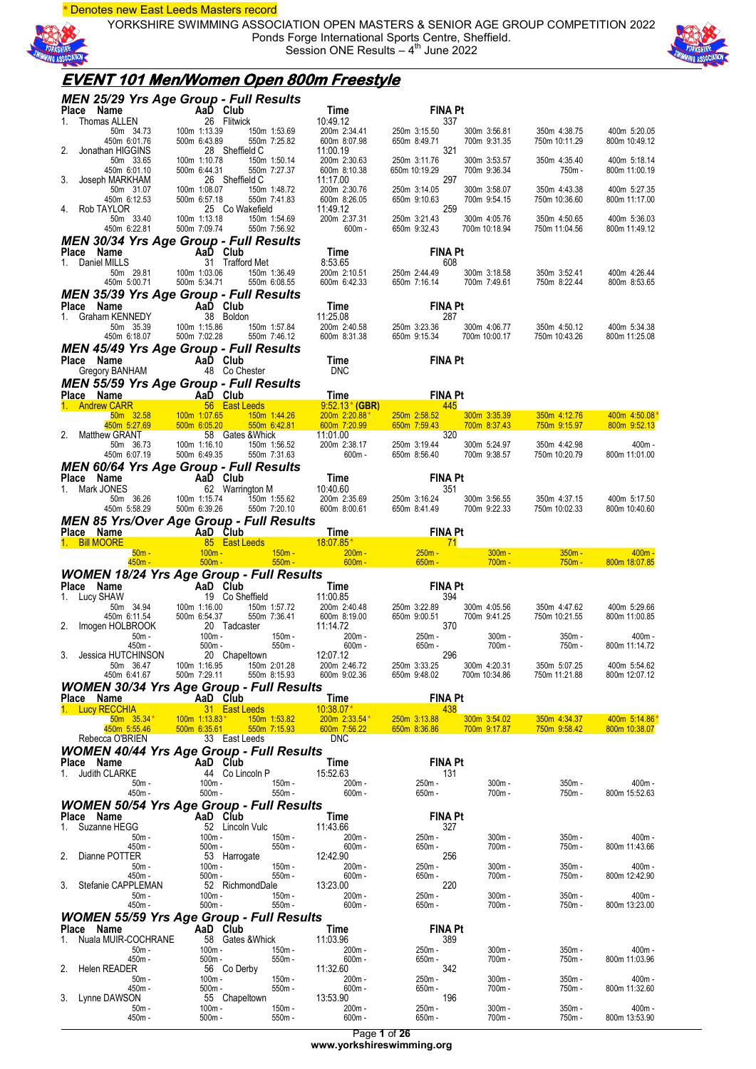\* Denotes new East Leeds Masters record

YORKSHIRE SWIMMING ASSOCIATION OPEN MASTERS & SENIOR AGE GROUP COMPETITION 2022
Ponds Forge International Sports Centre, Sheffield.
Session ONE Results – 4th June 2022

# EVENT 101 Men/Women Open 800m Freestyle

## MEN 25/29 Yrs Age Group - Full Results

| Place | Name | AaD | Club | Time | FINA Pt | | | |
|---|---|---|---|---|---|---|---|---|
| 1. | Thomas ALLEN | 26 | Flitwick | 10:49.12 | 337 | | | |
| | 50m 34.73 | 100m 1:13.39 | 150m 1:53.69 | 200m 2:34.41 | 250m 3:15.50 | 300m 3:56.81 | 350m 4:38.75 | 400m 5:20.05 |
| | 450m 6:01.76 | 500m 6:43.89 | 550m 7:25.82 | 600m 8:07.98 | 650m 8:49.71 | 700m 9:31.35 | 750m 10:11.29 | 800m 10:49.12 |
| 2. | Jonathan HIGGINS | 28 | Sheffield C | 11:00.19 | 321 | | | |
| | 50m 33.65 | 100m 1:10.78 | 150m 1:50.14 | 200m 2:30.63 | 250m 3:11.76 | 300m 3:53.57 | 350m 4:35.40 | 400m 5:18.14 |
| | 450m 6:01.10 | 500m 6:44.31 | 550m 7:27.37 | 600m 8:10.38 | 650m 10:19.29 | 700m 9:36.34 | 750m - | 800m 11:00.19 |
| 3. | Joseph MARKHAM | 26 | Sheffield C | 11:17.00 | 297 | | | |
| | 50m 31.07 | 100m 1:08.07 | 150m 1:48.72 | 200m 2:30.76 | 250m 3:14.05 | 300m 3:58.07 | 350m 4:43.38 | 400m 5:27.35 |
| | 450m 6:12.53 | 500m 6:57.18 | 550m 7:41.83 | 600m 8:26.05 | 650m 9:10.63 | 700m 9:54.15 | 750m 10:36.60 | 800m 11:17.00 |
| 4. | Rob TAYLOR | 25 | Co Wakefield | 11:49.12 | 259 | | | |
| | 50m 33.40 | 100m 1:13.18 | 150m 1:54.69 | 200m 2:37.31 | 250m 3:21.43 | 300m 4:05.76 | 350m 4:50.65 | 400m 5:36.03 |
| | 450m 6:22.81 | 500m 7:09.74 | 550m 7:56.92 | 600m - | 650m 9:32.43 | 700m 10:18.94 | 750m 11:04.56 | 800m 11:49.12 |

## MEN 30/34 Yrs Age Group - Full Results

| Place | Name | AaD | Club | Time | FINA Pt | | | |
|---|---|---|---|---|---|---|---|---|
| 1. | Daniel MILLS | 31 | Trafford Met | 8:53.65 | 608 | | | |
| | 50m 29.81 | 100m 1:03.06 | 150m 1:36.49 | 200m 2:10.51 | 250m 2:44.49 | 300m 3:18.58 | 350m 3:52.41 | 400m 4:26.44 |
| | 450m 5:00.71 | 500m 5:34.71 | 550m 6:08.55 | 600m 6:42.33 | 650m 7:16.14 | 700m 7:49.61 | 750m 8:22.44 | 800m 8:53.65 |

## MEN 35/39 Yrs Age Group - Full Results

| Place | Name | AaD | Club | Time | FINA Pt | | | |
|---|---|---|---|---|---|---|---|---|
| 1. | Graham KENNEDY | 38 | Boldon | 11:25.08 | 287 | | | |
| | 50m 35.39 | 100m 1:15.86 | 150m 1:57.84 | 200m 2:40.58 | 250m 3:23.36 | 300m 4:06.77 | 350m 4:50.12 | 400m 5:34.38 |
| | 450m 6:18.07 | 500m 7:02.28 | 550m 7:46.12 | 600m 8:31.38 | 650m 9:15.34 | 700m 10:00.17 | 750m 10:43.26 | 800m 11:25.08 |

## MEN 45/49 Yrs Age Group - Full Results

| Place | Name | AaD | Club | Time | FINA Pt |
|---|---|---|---|---|---|
| | Gregory BANHAM | 48 | Co Chester | DNC | |

## MEN 55/59 Yrs Age Group - Full Results

| Place | Name | AaD | Club | Time | FINA Pt | | | |
|---|---|---|---|---|---|---|---|---|
| 1. | Andrew CARR | 56 | East Leeds | 9:52.13 * (GBR) | 445 | | | |
| | 50m 32.58 | 100m 1:07.65 | 150m 1:44.26 | 200m 2:20.88 * | 250m 2:58.52 | 300m 3:35.39 | 350m 4:12.76 | 400m 4:50.08 * |
| | 450m 5:27.69 | 500m 6:05.20 | 550m 6:42.81 | 600m 7:20.99 | 650m 7:59.43 | 700m 8:37.43 | 750m 9:15.97 | 800m 9:52.13 |
| 2. | Matthew GRANT | 58 | Gates &Whick | 11:01.00 | 320 | | | |
| | 50m 36.73 | 100m 1:16.10 | 150m 1:56.52 | 200m 2:38.17 | 250m 3:19.44 | 300m 5:24.97 | 350m 4:42.98 | 400m - |
| | 450m 6:07.19 | 500m 6:49.35 | 550m 7:31.63 | 600m - | 650m 8:56.40 | 700m 9:38.57 | 750m 10:20.79 | 800m 11:01.00 |

## MEN 60/64 Yrs Age Group - Full Results

| Place | Name | AaD | Club | Time | FINA Pt | | | |
|---|---|---|---|---|---|---|---|---|
| 1. | Mark JONES | 62 | Warrington M | 10:40.60 | 351 | | | |
| | 50m 36.26 | 100m 1:15.74 | 150m 1:55.62 | 200m 2:35.69 | 250m 3:16.24 | 300m 3:56.55 | 350m 4:37.15 | 400m 5:17.50 |
| | 450m 5:58.29 | 500m 6:39.26 | 550m 7:20.10 | 600m 8:00.61 | 650m 8:41.49 | 700m 9:22.33 | 750m 10:02.33 | 800m 10:40.60 |

## MEN 85 Yrs/Over Age Group - Full Results

| Place | Name | AaD | Club | Time | FINA Pt | | | |
|---|---|---|---|---|---|---|---|---|
| 1. | Bill MOORE | 85 | East Leeds | 18:07.85 * | 71 | | | |
| | 50m - | 100m - | 150m - | 200m - | 250m - | 300m - | 350m - | 400m - |
| | 450m - | 500m - | 550m - | 600m - | 650m - | 700m - | 750m - | 800m 18:07.85 |

## WOMEN 18/24 Yrs Age Group - Full Results

| Place | Name | AaD | Club | Time | FINA Pt | | | |
|---|---|---|---|---|---|---|---|---|
| 1. | Lucy SHAW | 19 | Co Sheffield | 11:00.85 | 394 | | | |
| | 50m 34.94 | 100m 1:16.00 | 150m 1:57.72 | 200m 2:40.48 | 250m 3:22.89 | 300m 4:05.56 | 350m 4:47.62 | 400m 5:29.66 |
| | 450m 6:11.54 | 500m 6:54.37 | 550m 7:36.41 | 600m 8:19.00 | 650m 9:00.51 | 700m 9:41.25 | 750m 10:21.55 | 800m 11:00.85 |
| 2. | Imogen HOLBROOK | 20 | Tadcaster | 11:14.72 | 370 | | | |
| | 50m - | 100m - | 150m - | 200m - | 250m - | 300m - | 350m - | 400m - |
| | 450m - | 500m - | 550m - | 600m - | 650m - | 700m - | 750m - | 800m 11:14.72 |
| 3. | Jessica HUTCHINSON | 20 | Chapeltown | 12:07.12 | 296 | | | |
| | 50m 36.47 | 100m 1:16.95 | 150m 2:01.28 | 200m 2:46.72 | 250m 3:33.25 | 300m 4:20.31 | 350m 5:07.25 | 400m 5:54.62 |
| | 450m 6:41.67 | 500m 7:29.11 | 550m 8:15.93 | 600m 9:02.36 | 650m 9:48.02 | 700m 10:34.86 | 750m 11:21.88 | 800m 12:07.12 |

## WOMEN 30/34 Yrs Age Group - Full Results

| Place | Name | AaD | Club | Time | FINA Pt | | | |
|---|---|---|---|---|---|---|---|---|
| 1. | Lucy RECCHIA | 31 | East Leeds | 10:38.07 * | 438 | | | |
| | 50m 35.34 * | 100m 1:13.83 * | 150m 1:53.82 | 200m 2:33.54 * | 250m 3:13.88 | 300m 3:54.02 | 350m 4:34.37 | 400m 5:14.86 * |
| | 450m 5:55.46 | 500m 6:35.61 | 550m 7:15.93 | 600m 7:56.22 | 650m 8:36.86 | 700m 9:17.87 | 750m 9:58.42 | 800m 10:38.07 |
| | Rebecca O'BRIEN | 33 | East Leeds | DNC | | | | |

## WOMEN 40/44 Yrs Age Group - Full Results

| Place | Name | AaD | Club | Time | FINA Pt | | | |
|---|---|---|---|---|---|---|---|---|
| 1. | Judith CLARKE | 44 | Co Lincoln P | 15:52.63 | 131 | | | |
| | 50m - | 100m - | 150m - | 200m - | 250m - | 300m - | 350m - | 400m - |
| | 450m - | 500m - | 550m - | 600m - | 650m - | 700m - | 750m - | 800m 15:52.63 |

## WOMEN 50/54 Yrs Age Group - Full Results

| Place | Name | AaD | Club | Time | FINA Pt | | | |
|---|---|---|---|---|---|---|---|---|
| 1. | Suzanne HEGG | 52 | Lincoln Vulc | 11:43.66 | 327 | | | |
| | 50m - | 100m - | 150m - | 200m - | 250m - | 300m - | 350m - | 400m - |
| | 450m - | 500m - | 550m - | 600m - | 650m - | 700m - | 750m - | 800m 11:43.66 |
| 2. | Dianne POTTER | 53 | Harrogate | 12:42.90 | 256 | | | |
| | 50m - | 100m - | 150m - | 200m - | 250m - | 300m - | 350m - | 400m - |
| | 450m - | 500m - | 550m - | 600m - | 650m - | 700m - | 750m - | 800m 12:42.90 |
| 3. | Stefanie CAPPLEMAN | 52 | RichmondDale | 13:23.00 | 220 | | | |
| | 50m - | 100m - | 150m - | 200m - | 250m - | 300m - | 350m - | 400m - |
| | 450m - | 500m - | 550m - | 600m - | 650m - | 700m - | 750m - | 800m 13:23.00 |

## WOMEN 55/59 Yrs Age Group - Full Results

| Place | Name | AaD | Club | Time | FINA Pt | | | |
|---|---|---|---|---|---|---|---|---|
| 1. | Nuala MUIR-COCHRANE | 58 | Gates &Whick | 11:03.96 | 389 | | | |
| | 50m - | 100m - | 150m - | 200m - | 250m - | 300m - | 350m - | 400m - |
| | 450m - | 500m - | 550m - | 600m - | 650m - | 700m - | 750m - | 800m 11:03.96 |
| 2. | Helen READER | 56 | Co Derby | 11:32.60 | 342 | | | |
| | 50m - | 100m - | 150m - | 200m - | 250m - | 300m - | 350m - | 400m - |
| | 450m - | 500m - | 550m - | 600m - | 650m - | 700m - | 750m - | 800m 11:32.60 |
| 3. | Lynne DAWSON | 55 | Chapeltown | 13:53.90 | 196 | | | |
| | 50m - | 100m - | 150m - | 200m - | 250m - | 300m - | 350m - | 400m - |
| | 450m - | 500m - | 550m - | 600m - | 650m - | 700m - | 750m - | 800m 13:53.90 |

www.yorkshireswimming.org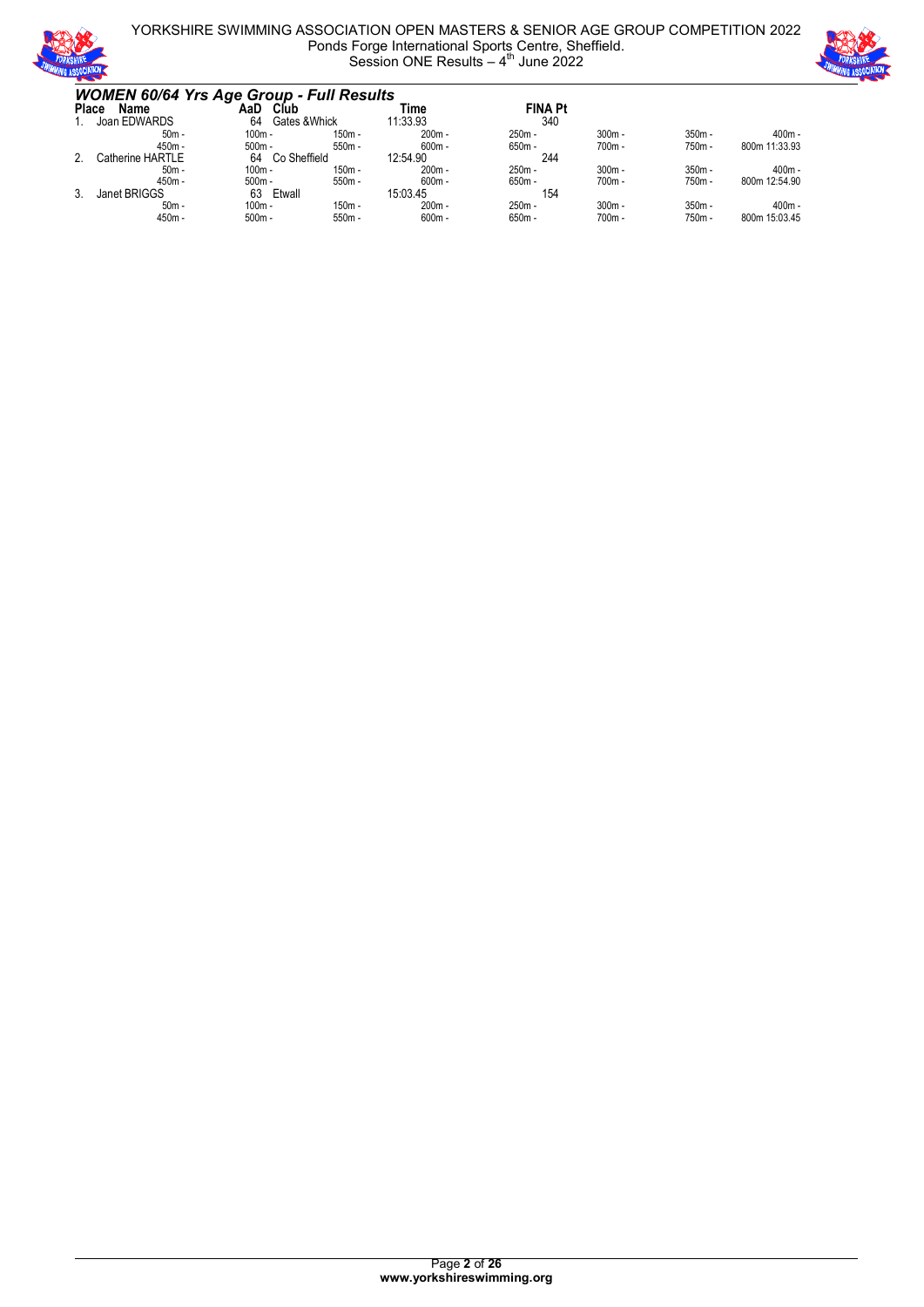### *WOMEN 60/64 Yrs Age Group - Full Results*

| Place | Name | AaD | Club | Time | FINA Pt | | | |
|---|---|---|---|---|---|---|---|---|
| 1. | Joan EDWARDS | 64 | Gates &Whick | 11:33.93 | 340 | | | |
| | 50m - | 100m - | 150m - | 200m - | 250m - | 300m - | 350m - | 400m - |
| | 450m - | 500m - | 550m - | 600m - | 650m - | 700m - | 750m - | 800m 11:33.93 |
| 2. | Catherine HARTLE | 64 | Co Sheffield | 12:54.90 | 244 | | | |
| | 50m - | 100m - | 150m - | 200m - | 250m - | 300m - | 350m - | 400m - |
| | 450m - | 500m - | 550m - | 600m - | 650m - | 700m - | 750m - | 800m 12:54.90 |
| 3. | Janet BRIGGS | 63 | Etwall | 15:03.45 | 154 | | | |
| | 50m - | 100m - | 150m - | 200m - | 250m - | 300m - | 350m - | 400m - |
| | 450m - | 500m - | 550m - | 600m - | 650m - | 700m - | 750m - | 800m 15:03.45 |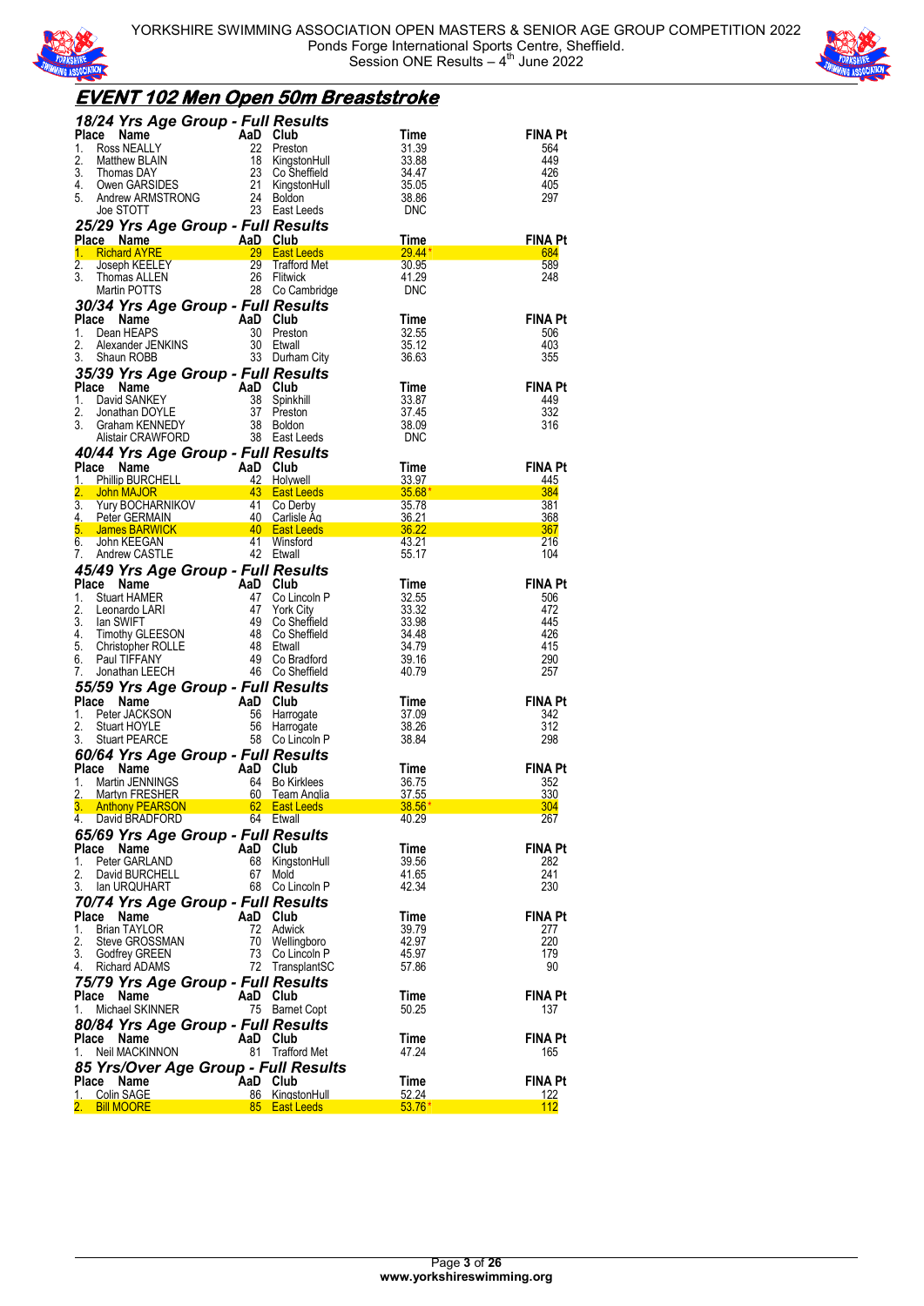# EVENT 102 Men Open 50m Breaststroke

### 18/24 Yrs Age Group - Full Results

| Place | Name | AaD | Club | Time | FINA Pt |
|---|---|---|---|---|---|
| 1. | Ross NEALLY | 22 | Preston | 31.39 | 564 |
| 2. | Matthew BLAIN | 18 | KingstonHull | 33.88 | 449 |
| 3. | Thomas DAY | 23 | Co Sheffield | 34.47 | 426 |
| 4. | Owen GARSIDES | 21 | KingstonHull | 35.05 | 405 |
| 5. | Andrew ARMSTRONG | 24 | Boldon | 38.86 | 297 |
| | Joe STOTT | 23 | East Leeds | DNC | |

### 25/29 Yrs Age Group - Full Results

| Place | Name | AaD | Club | Time | FINA Pt |
|---|---|---|---|---|---|
| 1. | Richard AYRE | 29 | East Leeds | 29.44* | 684 |
| 2. | Joseph KEELEY | 29 | Trafford Met | 30.95 | 589 |
| 3. | Thomas ALLEN | 26 | Flitwick | 41.29 | 248 |
| | Martin POTTS | 28 | Co Cambridge | DNC | |

### 30/34 Yrs Age Group - Full Results

| Place | Name | AaD | Club | Time | FINA Pt |
|---|---|---|---|---|---|
| 1. | Dean HEAPS | 30 | Preston | 32.55 | 506 |
| 2. | Alexander JENKINS | 30 | Etwall | 35.12 | 403 |
| 3. | Shaun ROBB | 33 | Durham City | 36.63 | 355 |

### 35/39 Yrs Age Group - Full Results

| Place | Name | AaD | Club | Time | FINA Pt |
|---|---|---|---|---|---|
| 1. | David SANKEY | 38 | Spinkhill | 33.87 | 449 |
| 2. | Jonathan DOYLE | 37 | Preston | 37.45 | 332 |
| 3. | Graham KENNEDY | 38 | Boldon | 38.09 | 316 |
| | Alistair CRAWFORD | 38 | East Leeds | DNC | |

### 40/44 Yrs Age Group - Full Results

| Place | Name | AaD | Club | Time | FINA Pt |
|---|---|---|---|---|---|
| 1. | Phillip BURCHELL | 42 | Holywell | 33.97 | 445 |
| 2. | John MAJOR | 43 | East Leeds | 35.68* | 384 |
| 3. | Yury BOCHARNIKOV | 41 | Co Derby | 35.78 | 381 |
| 4. | Peter GERMAIN | 40 | Carlisle Aq | 36.21 | 368 |
| 5. | James BARWICK | 40 | East Leeds | 36.22 | 367 |
| 6. | John KEEGAN | 41 | Winsford | 43.21 | 216 |
| 7. | Andrew CASTLE | 42 | Etwall | 55.17 | 104 |

### 45/49 Yrs Age Group - Full Results

| Place | Name | AaD | Club | Time | FINA Pt |
|---|---|---|---|---|---|
| 1. | Stuart HAMER | 47 | Co Lincoln P | 32.55 | 506 |
| 2. | Leonardo LARI | 47 | York City | 33.32 | 472 |
| 3. | Ian SWIFT | 49 | Co Sheffield | 33.98 | 445 |
| 4. | Timothy GLEESON | 48 | Co Sheffield | 34.48 | 426 |
| 5. | Christopher ROLLE | 48 | Etwall | 34.79 | 415 |
| 6. | Paul TIFFANY | 49 | Co Bradford | 39.16 | 290 |
| 7. | Jonathan LEECH | 46 | Co Sheffield | 40.79 | 257 |

### 55/59 Yrs Age Group - Full Results

| Place | Name | AaD | Club | Time | FINA Pt |
|---|---|---|---|---|---|
| 1. | Peter JACKSON | 56 | Harrogate | 37.09 | 342 |
| 2. | Stuart HOYLE | 56 | Harrogate | 38.26 | 312 |
| 3. | Stuart PEARCE | 58 | Co Lincoln P | 38.84 | 298 |

### 60/64 Yrs Age Group - Full Results

| Place | Name | AaD | Club | Time | FINA Pt |
|---|---|---|---|---|---|
| 1. | Martin JENNINGS | 64 | Bo Kirklees | 36.75 | 352 |
| 2. | Martyn FRESHER | 60 | Team Anglia | 37.55 | 330 |
| 3. | Anthony PEARSON | 62 | East Leeds | 38.56* | 304 |
| 4. | David BRADFORD | 64 | Etwall | 40.29 | 267 |

### 65/69 Yrs Age Group - Full Results

| Place | Name | AaD | Club | Time | FINA Pt |
|---|---|---|---|---|---|
| 1. | Peter GARLAND | 68 | KingstonHull | 39.56 | 282 |
| 2. | David BURCHELL | 67 | Mold | 41.65 | 241 |
| 3. | Ian URQUHART | 68 | Co Lincoln P | 42.34 | 230 |

### 70/74 Yrs Age Group - Full Results

| Place | Name | AaD | Club | Time | FINA Pt |
|---|---|---|---|---|---|
| 1. | Brian TAYLOR | 72 | Adwick | 39.79 | 277 |
| 2. | Steve GROSSMAN | 70 | Wellingboro | 42.97 | 220 |
| 3. | Godfrey GREEN | 73 | Co Lincoln P | 45.97 | 179 |
| 4. | Richard ADAMS | 72 | TransplantSC | 57.86 | 90 |

### 75/79 Yrs Age Group - Full Results

| Place | Name | AaD | Club | Time | FINA Pt |
|---|---|---|---|---|---|
| 1. | Michael SKINNER | 75 | Barnet Copt | 50.25 | 137 |

### 80/84 Yrs Age Group - Full Results

| Place | Name | AaD | Club | Time | FINA Pt |
|---|---|---|---|---|---|
| 1. | Neil MACKINNON | 81 | Trafford Met | 47.24 | 165 |

### 85 Yrs/Over Age Group - Full Results

| Place | Name | AaD | Club | Time | FINA Pt |
|---|---|---|---|---|---|
| 1. | Colin SAGE | 86 | KingstonHull | 52.24 | 122 |
| 2. | Bill MOORE | 85 | East Leeds | 53.76* | 112 |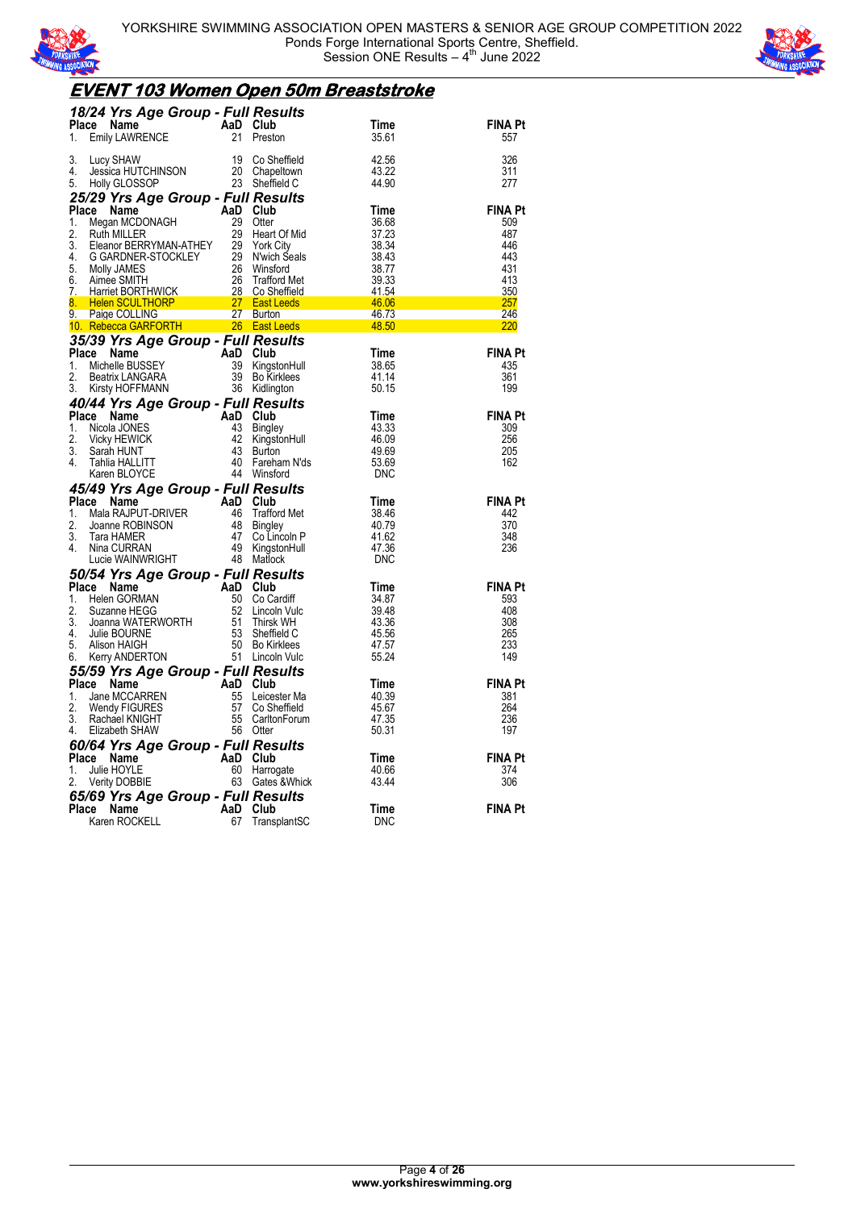YORKSHIRE SWIMMING ASSOCIATION OPEN MASTERS & SENIOR AGE GROUP COMPETITION 2022
Ponds Forge International Sports Centre, Sheffield.
Session ONE Results – 4th June 2022

# EVENT 103 Women Open 50m Breaststroke

## 18/24 Yrs Age Group - Full Results

| Place | Name | AaD | Club | Time | FINA Pt |
|---|---|---|---|---|---|
| 1. | Emily LAWRENCE | 21 | Preston | 35.61 | 557 |
| 3. | Lucy SHAW | 19 | Co Sheffield | 42.56 | 326 |
| 4. | Jessica HUTCHINSON | 20 | Chapeltown | 43.22 | 311 |
| 5. | Holly GLOSSOP | 23 | Sheffield C | 44.90 | 277 |

## 25/29 Yrs Age Group - Full Results

| Place | Name | AaD | Club | Time | FINA Pt |
|---|---|---|---|---|---|
| 1. | Megan MCDONAGH | 29 | Otter | 36.68 | 509 |
| 2. | Ruth MILLER | 29 | Heart Of Mid | 37.23 | 487 |
| 3. | Eleanor BERRYMAN-ATHEY | 29 | York City | 38.34 | 446 |
| 4. | G GARDNER-STOCKLEY | 29 | N'wich Seals | 38.43 | 443 |
| 5. | Molly JAMES | 26 | Winsford | 38.77 | 431 |
| 6. | Aimee SMITH | 26 | Trafford Met | 39.33 | 413 |
| 7. | Harriet BORTHWICK | 28 | Co Sheffield | 41.54 | 350 |
| 8. | Helen SCULTHORP | 27 | East Leeds | 46.06 | 257 |
| 9. | Paige COLLING | 27 | Burton | 46.73 | 246 |
| 10. | Rebecca GARFORTH | 26 | East Leeds | 48.50 | 220 |

## 35/39 Yrs Age Group - Full Results

| Place | Name | AaD | Club | Time | FINA Pt |
|---|---|---|---|---|---|
| 1. | Michelle BUSSEY | 39 | KingstonHull | 38.65 | 435 |
| 2. | Beatrix LANGARA | 39 | Bo Kirklees | 41.14 | 361 |
| 3. | Kirsty HOFFMANN | 36 | Kidlington | 50.15 | 199 |

## 40/44 Yrs Age Group - Full Results

| Place | Name | AaD | Club | Time | FINA Pt |
|---|---|---|---|---|---|
| 1. | Nicola JONES | 43 | Bingley | 43.33 | 309 |
| 2. | Vicky HEWICK | 42 | KingstonHull | 46.09 | 256 |
| 3. | Sarah HUNT | 43 | Burton | 49.69 | 205 |
| 4. | Tahlia HALLITT | 40 | Fareham N'ds | 53.69 | 162 |
| | Karen BLOYCE | 44 | Winsford | DNC | |

## 45/49 Yrs Age Group - Full Results

| Place | Name | AaD | Club | Time | FINA Pt |
|---|---|---|---|---|---|
| 1. | Mala RAJPUT-DRIVER | 46 | Trafford Met | 38.46 | 442 |
| 2. | Joanne ROBINSON | 48 | Bingley | 40.79 | 370 |
| 3. | Tara HAMER | 47 | Co Lincoln P | 41.62 | 348 |
| 4. | Nina CURRAN | 49 | KingstonHull | 47.36 | 236 |
| | Lucie WAINWRIGHT | 48 | Matlock | DNC | |

## 50/54 Yrs Age Group - Full Results

| Place | Name | AaD | Club | Time | FINA Pt |
|---|---|---|---|---|---|
| 1. | Helen GORMAN | 50 | Co Cardiff | 34.87 | 593 |
| 2. | Suzanne HEGG | 52 | Lincoln Vulc | 39.48 | 408 |
| 3. | Joanna WATERWORTH | 51 | Thirsk WH | 43.36 | 308 |
| 4. | Julie BOURNE | 53 | Sheffield C | 45.56 | 265 |
| 5. | Alison HAIGH | 50 | Bo Kirklees | 47.57 | 233 |
| 6. | Kerry ANDERTON | 51 | Lincoln Vulc | 55.24 | 149 |

## 55/59 Yrs Age Group - Full Results

| Place | Name | AaD | Club | Time | FINA Pt |
|---|---|---|---|---|---|
| 1. | Jane MCCARREN | 55 | Leicester Ma | 40.39 | 381 |
| 2. | Wendy FIGURES | 57 | Co Sheffield | 45.67 | 264 |
| 3. | Rachael KNIGHT | 55 | CarltonForum | 47.35 | 236 |
| 4. | Elizabeth SHAW | 56 | Otter | 50.31 | 197 |

## 60/64 Yrs Age Group - Full Results

| Place | Name | AaD | Club | Time | FINA Pt |
|---|---|---|---|---|---|
| 1. | Julie HOYLE | 60 | Harrogate | 40.66 | 374 |
| 2. | Verity DOBBIE | 63 | Gates &Whick | 43.44 | 306 |

## 65/69 Yrs Age Group - Full Results

| Place | Name | AaD | Club | Time | FINA Pt |
|---|---|---|---|---|---|
| | Karen ROCKELL | 67 | TransplantSC | DNC | |

www.yorkshireswimming.org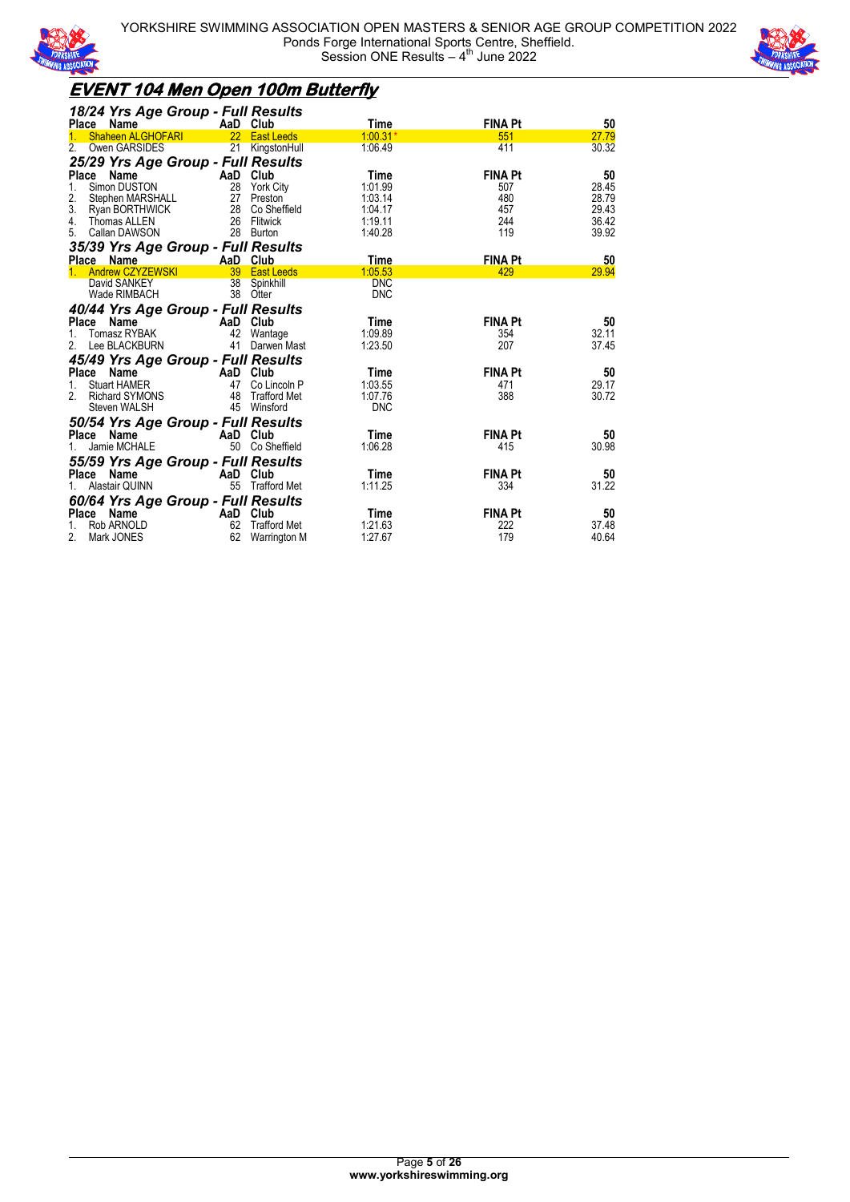# EVENT 104 Men Open 100m Butterfly

### 18/24 Yrs Age Group - Full Results

| Place | Name | AaD | Club | Time | FINA Pt | 50 |
|---|---|---|---|---|---|---|
| 1. | Shaheen ALGHOFARI | 22 | East Leeds | 1:00.31 * | 551 | 27.79 |
| 2. | Owen GARSIDES | 21 | KingstonHull | 1:06.49 | 411 | 30.32 |

### 25/29 Yrs Age Group - Full Results

| Place | Name | AaD | Club | Time | FINA Pt | 50 |
|---|---|---|---|---|---|---|
| 1. | Simon DUSTON | 28 | York City | 1:01.99 | 507 | 28.45 |
| 2. | Stephen MARSHALL | 27 | Preston | 1:03.14 | 480 | 28.79 |
| 3. | Ryan BORTHWICK | 28 | Co Sheffield | 1:04.17 | 457 | 29.43 |
| 4. | Thomas ALLEN | 26 | Flitwick | 1:19.11 | 244 | 36.42 |
| 5. | Callan DAWSON | 28 | Burton | 1:40.28 | 119 | 39.92 |

### 35/39 Yrs Age Group - Full Results

| Place | Name | AaD | Club | Time | FINA Pt | 50 |
|---|---|---|---|---|---|---|
| 1. | Andrew CZYZEWSKI | 39 | East Leeds | 1:05.53 | 429 | 29.94 |
| | David SANKEY | 38 | Spinkhill | DNC | | |
| | Wade RIMBACH | 38 | Otter | DNC | | |

### 40/44 Yrs Age Group - Full Results

| Place | Name | AaD | Club | Time | FINA Pt | 50 |
|---|---|---|---|---|---|---|
| 1. | Tomasz RYBAK | 42 | Wantage | 1:09.89 | 354 | 32.11 |
| 2. | Lee BLACKBURN | 41 | Darwen Mast | 1:23.50 | 207 | 37.45 |

### 45/49 Yrs Age Group - Full Results

| Place | Name | AaD | Club | Time | FINA Pt | 50 |
|---|---|---|---|---|---|---|
| 1. | Stuart HAMER | 47 | Co Lincoln P | 1:03.55 | 471 | 29.17 |
| 2. | Richard SYMONS | 48 | Trafford Met | 1:07.76 | 388 | 30.72 |
| | Steven WALSH | 45 | Winsford | DNC | | |

### 50/54 Yrs Age Group - Full Results

| Place | Name | AaD | Club | Time | FINA Pt | 50 |
|---|---|---|---|---|---|---|
| 1. | Jamie MCHALE | 50 | Co Sheffield | 1:06.28 | 415 | 30.98 |

### 55/59 Yrs Age Group - Full Results

| Place | Name | AaD | Club | Time | FINA Pt | 50 |
|---|---|---|---|---|---|---|
| 1. | Alastair QUINN | 55 | Trafford Met | 1:11.25 | 334 | 31.22 |

### 60/64 Yrs Age Group - Full Results

| Place | Name | AaD | Club | Time | FINA Pt | 50 |
|---|---|---|---|---|---|---|
| 1. | Rob ARNOLD | 62 | Trafford Met | 1:21.63 | 222 | 37.48 |
| 2. | Mark JONES | 62 | Warrington M | 1:27.67 | 179 | 40.64 |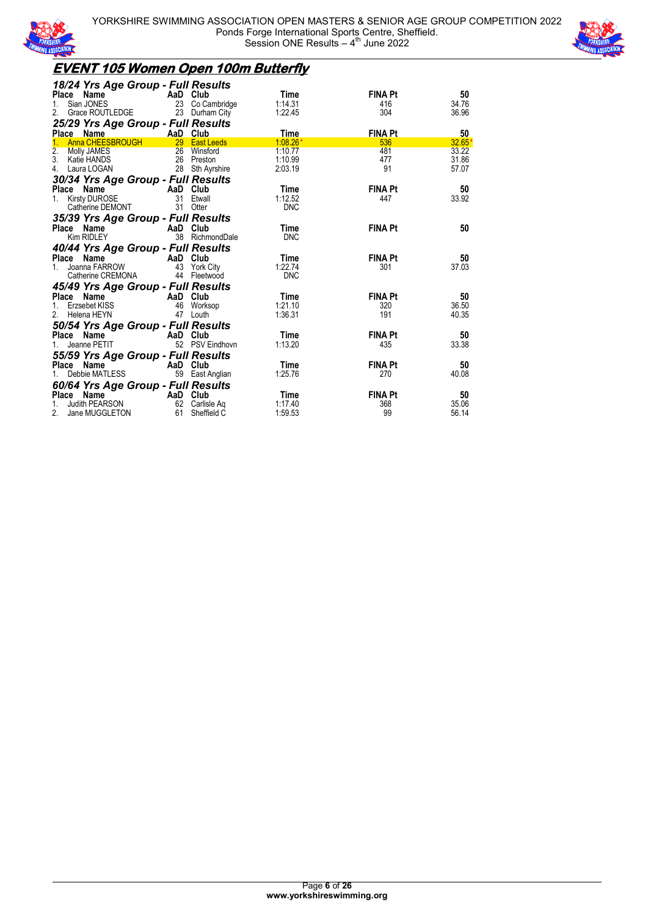## EVENT 105 Women Open 100m Butterfly

### 18/24 Yrs Age Group - Full Results

| Place | Name | AaD | Club | Time | FINA Pt | 50 |
|---|---|---|---|---|---|---|
| 1. | Sian JONES | 23 | Co Cambridge | 1:14.31 | 416 | 34.76 |
| 2. | Grace ROUTLEDGE | 23 | Durham City | 1:22.45 | 304 | 36.96 |

### 25/29 Yrs Age Group - Full Results

| Place | Name | AaD | Club | Time | FINA Pt | 50 |
|---|---|---|---|---|---|---|
| 1. | Anna CHEESBROUGH | 29 | East Leeds | 1:08.26* | 536 | 32.65* |
| 2. | Molly JAMES | 26 | Winsford | 1:10.77 | 481 | 33.22 |
| 3. | Katie HANDS | 26 | Preston | 1:10.99 | 477 | 31.86 |
| 4. | Laura LOGAN | 28 | Sth Ayrshire | 2:03.19 | 91 | 57.07 |

### 30/34 Yrs Age Group - Full Results

| Place | Name | AaD | Club | Time | FINA Pt | 50 |
|---|---|---|---|---|---|---|
| 1. | Kirsty DUROSE | 31 | Etwall | 1:12.52 | 447 | 33.92 |
| | Catherine DEMONT | 31 | Otter | DNC | | |

### 35/39 Yrs Age Group - Full Results

| Place | Name | AaD | Club | Time | FINA Pt | 50 |
|---|---|---|---|---|---|---|
| | Kim RIDLEY | 38 | RichmondDale | DNC | | |

### 40/44 Yrs Age Group - Full Results

| Place | Name | AaD | Club | Time | FINA Pt | 50 |
|---|---|---|---|---|---|---|
| 1. | Joanna FARROW | 43 | York City | 1:22.74 | 301 | 37.03 |
| | Catherine CREMONA | 44 | Fleetwood | DNC | | |

### 45/49 Yrs Age Group - Full Results

| Place | Name | AaD | Club | Time | FINA Pt | 50 |
|---|---|---|---|---|---|---|
| 1. | Erzsebet KISS | 46 | Worksop | 1:21.10 | 320 | 36.50 |
| 2. | Helena HEYN | 47 | Louth | 1:36.31 | 191 | 40.35 |

### 50/54 Yrs Age Group - Full Results

| Place | Name | AaD | Club | Time | FINA Pt | 50 |
|---|---|---|---|---|---|---|
| 1. | Jeanne PETIT | 52 | PSV Eindhovn | 1:13.20 | 435 | 33.38 |

### 55/59 Yrs Age Group - Full Results

| Place | Name | AaD | Club | Time | FINA Pt | 50 |
|---|---|---|---|---|---|---|
| 1. | Debbie MATLESS | 59 | East Anglian | 1:25.76 | 270 | 40.08 |

### 60/64 Yrs Age Group - Full Results

| Place | Name | AaD | Club | Time | FINA Pt | 50 |
|---|---|---|---|---|---|---|
| 1. | Judith PEARSON | 62 | Carlisle Aq | 1:17.40 | 368 | 35.06 |
| 2. | Jane MUGGLETON | 61 | Sheffield C | 1:59.53 | 99 | 56.14 |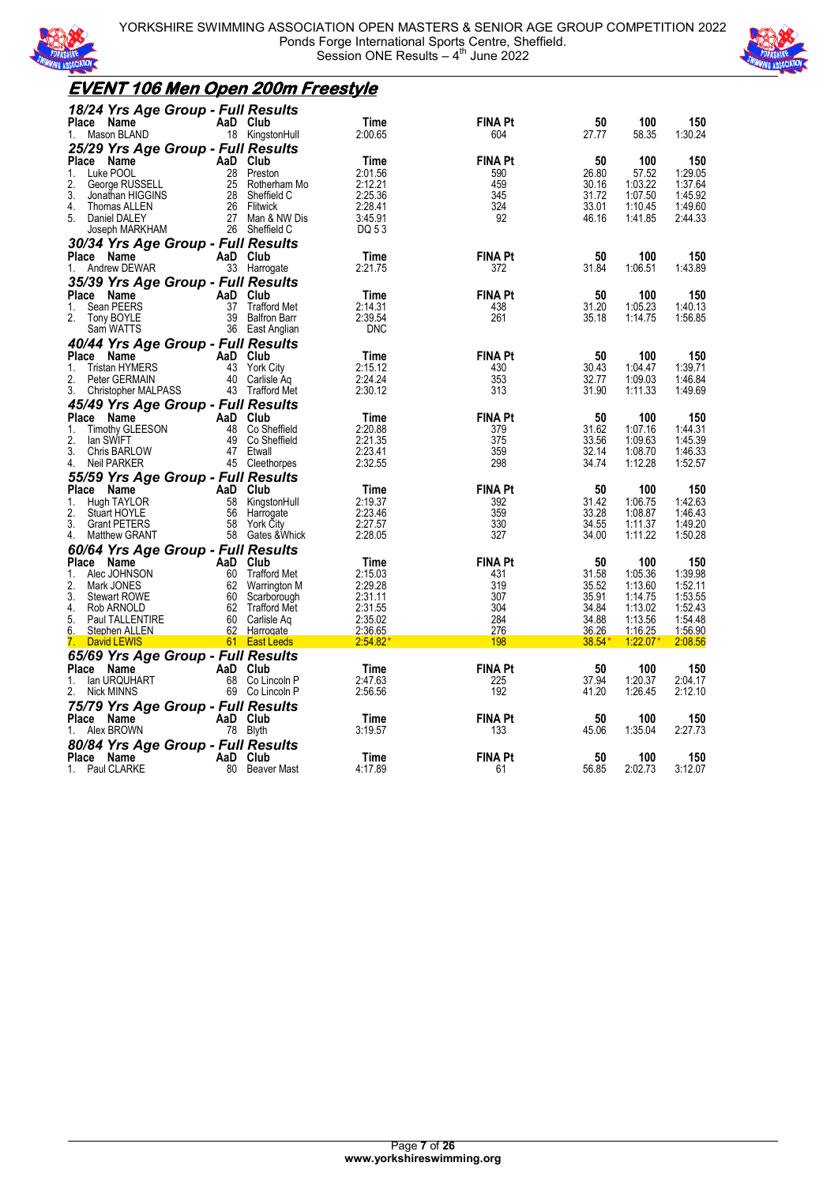YORKSHIRE ASSOCIATION OPEN MASTERS & SENIOR AGE GROUP COMPETITION 2022
Ponds Forge International Sports Centre, Sheffield.
Session ONE Results – 4th June 2022

## EVENT 106 Men Open 200m Freestyle

### 18/24 Yrs Age Group - Full Results

| Place | Name | AaD | Club | Time | FINA Pt | 50 | 100 | 150 |
|---|---|---|---|---|---|---|---|---|
| 1. | Mason BLAND | 18 | KingstonHull | 2:00.65 | 604 | 27.77 | 58.35 | 1:30.24 |

### 25/29 Yrs Age Group - Full Results

| Place | Name | AaD | Club | Time | FINA Pt | 50 | 100 | 150 |
|---|---|---|---|---|---|---|---|---|
| 1. | Luke POOL | 28 | Preston | 2:01.56 | 590 | 26.80 | 57.52 | 1:29.05 |
| 2. | George RUSSELL | 25 | Rotherham Mo | 2:12.21 | 459 | 30.16 | 1:03.22 | 1:37.64 |
| 3. | Jonathan HIGGINS | 28 | Sheffield C | 2:25.36 | 345 | 31.72 | 1:07.50 | 1:45.92 |
| 4. | Thomas ALLEN | 26 | Flitwick | 2:28.41 | 324 | 33.01 | 1:10.45 | 1:49.60 |
| 5. | Daniel DALEY | 27 | Man & NW Dis | 3:45.91 | 92 | 46.16 | 1:41.85 | 2:44.33 |
| | Joseph MARKHAM | 26 | Sheffield C | DQ 5 3 | | | | |

### 30/34 Yrs Age Group - Full Results

| Place | Name | AaD | Club | Time | FINA Pt | 50 | 100 | 150 |
|---|---|---|---|---|---|---|---|---|
| 1. | Andrew DEWAR | 33 | Harrogate | 2:21.75 | 372 | 31.84 | 1:06.51 | 1:43.89 |

### 35/39 Yrs Age Group - Full Results

| Place | Name | AaD | Club | Time | FINA Pt | 50 | 100 | 150 |
|---|---|---|---|---|---|---|---|---|
| 1. | Sean PEERS | 37 | Trafford Met | 2:14.31 | 438 | 31.20 | 1:05.23 | 1:40.13 |
| 2. | Tony BOYLE | 39 | Balfron Barr | 2:39.54 | 261 | 35.18 | 1:14.75 | 1:56.85 |
| | Sam WATTS | 36 | East Anglian | DNC | | | | |

### 40/44 Yrs Age Group - Full Results

| Place | Name | AaD | Club | Time | FINA Pt | 50 | 100 | 150 |
|---|---|---|---|---|---|---|---|---|
| 1. | Tristan HYMERS | 43 | York City | 2:15.12 | 430 | 30.43 | 1:04.47 | 1:39.71 |
| 2. | Peter GERMAIN | 40 | Carlisle Aq | 2:24.24 | 353 | 32.77 | 1:09.03 | 1:46.84 |
| 3. | Christopher MALPASS | 43 | Trafford Met | 2:30.12 | 313 | 31.90 | 1:11.33 | 1:49.69 |

### 45/49 Yrs Age Group - Full Results

| Place | Name | AaD | Club | Time | FINA Pt | 50 | 100 | 150 |
|---|---|---|---|---|---|---|---|---|
| 1. | Timothy GLEESON | 48 | Co Sheffield | 2:20.88 | 379 | 31.62 | 1:07.16 | 1:44.31 |
| 2. | Ian SWIFT | 49 | Co Sheffield | 2:21.35 | 375 | 33.56 | 1:09.63 | 1:45.39 |
| 3. | Chris BARLOW | 47 | Etwall | 2:23.41 | 359 | 32.14 | 1:08.70 | 1:46.33 |
| 4. | Neil PARKER | 45 | Cleethorpes | 2:32.55 | 298 | 34.74 | 1:12.28 | 1:52.57 |

### 55/59 Yrs Age Group - Full Results

| Place | Name | AaD | Club | Time | FINA Pt | 50 | 100 | 150 |
|---|---|---|---|---|---|---|---|---|
| 1. | Hugh TAYLOR | 58 | KingstonHull | 2:19.37 | 392 | 31.42 | 1:06.75 | 1:42.63 |
| 2. | Stuart HOYLE | 56 | Harrogate | 2:23.46 | 359 | 33.28 | 1:08.87 | 1:46.43 |
| 3. | Grant PETERS | 58 | York City | 2:27.57 | 330 | 34.55 | 1:11.37 | 1:49.20 |
| 4. | Matthew GRANT | 58 | Gates &Whick | 2:28.05 | 327 | 34.00 | 1:11.22 | 1:50.28 |

### 60/64 Yrs Age Group - Full Results

| Place | Name | AaD | Club | Time | FINA Pt | 50 | 100 | 150 |
|---|---|---|---|---|---|---|---|---|
| 1. | Alec JOHNSON | 60 | Trafford Met | 2:15.03 | 431 | 31.58 | 1:05.36 | 1:39.98 |
| 2. | Mark JONES | 62 | Warrington M | 2:29.28 | 319 | 35.52 | 1:13.60 | 1:52.11 |
| 3. | Stewart ROWE | 60 | Scarborough | 2:31.11 | 307 | 35.91 | 1:14.75 | 1:53.55 |
| 4. | Rob ARNOLD | 62 | Trafford Met | 2:31.55 | 304 | 34.84 | 1:13.02 | 1:52.43 |
| 5. | Paul TALLENTIRE | 60 | Carlisle Aq | 2:35.02 | 284 | 34.88 | 1:13.56 | 1:54.48 |
| 6. | Stephen ALLEN | 62 | Harrogate | 2:36.65 | 276 | 36.26 | 1:16.25 | 1:56.90 |
| 7. | David LEWIS | 61 | East Leeds | 2:54.82* | 198 | 38.54* | 1:22.07* | 2:08.56 |

### 65/69 Yrs Age Group - Full Results

| Place | Name | AaD | Club | Time | FINA Pt | 50 | 100 | 150 |
|---|---|---|---|---|---|---|---|---|
| 1. | Ian URQUHART | 68 | Co Lincoln P | 2:47.63 | 225 | 37.94 | 1:20.37 | 2:04.17 |
| 2. | Nick MINNS | 69 | Co Lincoln P | 2:56.56 | 192 | 41.20 | 1:26.45 | 2:12.10 |

### 75/79 Yrs Age Group - Full Results

| Place | Name | AaD | Club | Time | FINA Pt | 50 | 100 | 150 |
|---|---|---|---|---|---|---|---|---|
| 1. | Alex BROWN | 78 | Blyth | 3:19.57 | 133 | 45.06 | 1:35.04 | 2:27.73 |

### 80/84 Yrs Age Group - Full Results

| Place | Name | AaD | Club | Time | FINA Pt | 50 | 100 | 150 |
|---|---|---|---|---|---|---|---|---|
| 1. | Paul CLARKE | 80 | Beaver Mast | 4:17.89 | 61 | 56.85 | 2:02.73 | 3:12.07 |

www.yorkshireswimming.org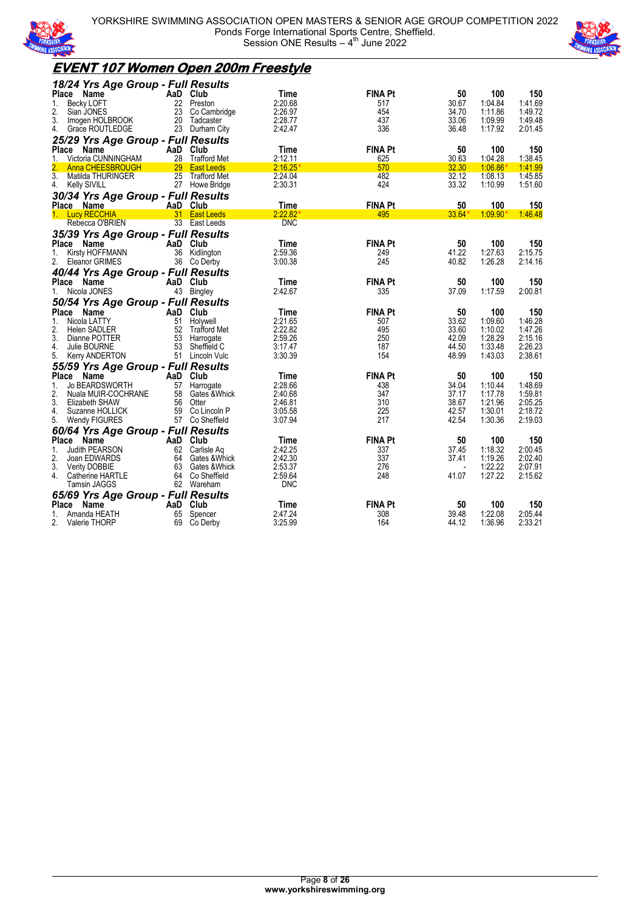YORKSHIRE SWIMMING ASSOCIATION OPEN MASTERS & SENIOR AGE GROUP COMPETITION 2022
Ponds Forge International Sports Centre, Sheffield.
Session ONE Results – 4th June 2022

## EVENT 107 Women Open 200m Freestyle

### 18/24 Yrs Age Group - Full Results

| Place | Name | AaD | Club | Time | FINA Pt | 50 | 100 | 150 |
|---|---|---|---|---|---|---|---|---|
| 1. | Becky LOFT | 22 | Preston | 2:20.68 | 517 | 30.67 | 1:04.84 | 1:41.69 |
| 2. | Sian JONES | 23 | Co Cambridge | 2:26.97 | 454 | 34.70 | 1:11.86 | 1:49.72 |
| 3. | Imogen HOLBROOK | 20 | Tadcaster | 2:28.77 | 437 | 33.06 | 1:09.99 | 1:49.48 |
| 4. | Grace ROUTLEDGE | 23 | Durham City | 2:42.47 | 336 | 36.48 | 1:17.92 | 2:01.45 |

### 25/29 Yrs Age Group - Full Results

| Place | Name | AaD | Club | Time | FINA Pt | 50 | 100 | 150 |
|---|---|---|---|---|---|---|---|---|
| 1. | Victoria CUNNINGHAM | 28 | Trafford Met | 2:12.11 | 625 | 30.63 | 1:04.28 | 1:38.45 |
| 2. | Anna CHEESBROUGH | 29 | East Leeds | 2:16.25* | 570 | 32.30 | 1:06.86* | 1:41.99 |
| 3. | Matilda THURINGER | 25 | Trafford Met | 2:24.04 | 482 | 32.12 | 1:08.13 | 1:45.85 |
| 4. | Kelly SIVILL | 27 | Howe Bridge | 2:30.31 | 424 | 33.32 | 1:10.99 | 1:51.60 |

### 30/34 Yrs Age Group - Full Results

| Place | Name | AaD | Club | Time | FINA Pt | 50 | 100 | 150 |
|---|---|---|---|---|---|---|---|---|
| 1. | Lucy RECCHIA | 31 | East Leeds | 2:22.82* | 495 | 33.64* | 1:09.90* | 1:46.48 |
|  | Rebecca O'BRIEN | 33 | East Leeds | DNC |  |  |  |  |

### 35/39 Yrs Age Group - Full Results

| Place | Name | AaD | Club | Time | FINA Pt | 50 | 100 | 150 |
|---|---|---|---|---|---|---|---|---|
| 1. | Kirsty HOFFMANN | 36 | Kidlington | 2:59.36 | 249 | 41.22 | 1:27.63 | 2:15.75 |
| 2. | Eleanor GRIMES | 36 | Co Derby | 3:00.38 | 245 | 40.82 | 1:26.28 | 2:14.16 |

### 40/44 Yrs Age Group - Full Results

| Place | Name | AaD | Club | Time | FINA Pt | 50 | 100 | 150 |
|---|---|---|---|---|---|---|---|---|
| 1. | Nicola JONES | 43 | Bingley | 2:42.67 | 335 | 37.09 | 1:17.59 | 2:00.81 |

### 50/54 Yrs Age Group - Full Results

| Place | Name | AaD | Club | Time | FINA Pt | 50 | 100 | 150 |
|---|---|---|---|---|---|---|---|---|
| 1. | Nicola LATTY | 51 | Holywell | 2:21.65 | 507 | 33.62 | 1:09.60 | 1:46.28 |
| 2. | Helen SADLER | 52 | Trafford Met | 2:22.82 | 495 | 33.60 | 1:10.02 | 1:47.26 |
| 3. | Dianne POTTER | 53 | Harrogate | 2:59.26 | 250 | 42.09 | 1:28.29 | 2:15.16 |
| 4. | Julie BOURNE | 53 | Sheffield C | 3:17.47 | 187 | 44.50 | 1:33.48 | 2:26.23 |
| 5. | Kerry ANDERTON | 51 | Lincoln Vulc | 3:30.39 | 154 | 48.99 | 1:43.03 | 2:38.61 |

### 55/59 Yrs Age Group - Full Results

| Place | Name | AaD | Club | Time | FINA Pt | 50 | 100 | 150 |
|---|---|---|---|---|---|---|---|---|
| 1. | Jo BEARDSWORTH | 57 | Harrogate | 2:28.66 | 438 | 34.04 | 1:10.44 | 1:48.69 |
| 2. | Nuala MUIR-COCHRANE | 58 | Gates &Whick | 2:40.68 | 347 | 37.17 | 1:17.78 | 1:59.81 |
| 3. | Elizabeth SHAW | 56 | Otter | 2:46.81 | 310 | 38.67 | 1:21.96 | 2:05.25 |
| 4. | Suzanne HOLLICK | 59 | Co Lincoln P | 3:05.58 | 225 | 42.57 | 1:30.01 | 2:18.72 |
| 5. | Wendy FIGURES | 57 | Co Sheffield | 3:07.94 | 217 | 42.54 | 1:30.36 | 2:19.03 |

### 60/64 Yrs Age Group - Full Results

| Place | Name | AaD | Club | Time | FINA Pt | 50 | 100 | 150 |
|---|---|---|---|---|---|---|---|---|
| 1. | Judith PEARSON | 62 | Carlisle Aq | 2:42.25 | 337 | 37.45 | 1:18.32 | 2:00.45 |
| 2. | Joan EDWARDS | 64 | Gates &Whick | 2:42.30 | 337 | 37.41 | 1:19.26 | 2:02.40 |
| 3. | Verity DOBBIE | 63 | Gates &Whick | 2:53.37 | 276 | - | 1:22.22 | 2:07.91 |
| 4. | Catherine HARTLE | 64 | Co Sheffield | 2:59.64 | 248 | 41.07 | 1:27.22 | 2:15.62 |
|  | Tamsin JAGGS | 62 | Wareham | DNC |  |  |  |  |

### 65/69 Yrs Age Group - Full Results

| Place | Name | AaD | Club | Time | FINA Pt | 50 | 100 | 150 |
|---|---|---|---|---|---|---|---|---|
| 1. | Amanda HEATH | 65 | Spencer | 2:47.24 | 308 | 39.48 | 1:22.08 | 2:05.44 |
| 2. | Valerie THORP | 69 | Co Derby | 3:25.99 | 164 | 44.12 | 1:36.96 | 2:33.21 |

www.yorkshireswimming.org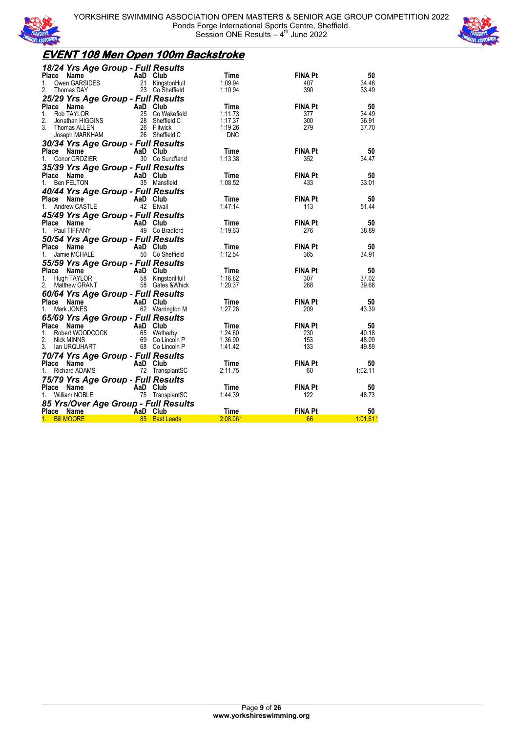## EVENT 108 Men Open 100m Backstroke

### 18/24 Yrs Age Group - Full Results

| Place | Name | AaD | Club | Time | FINA Pt | 50 |
|---|---|---|---|---|---|---|
| 1. | Owen GARSIDES | 21 | KingstonHull | 1:09.94 | 407 | 34.46 |
| 2. | Thomas DAY | 23 | Co Sheffield | 1:10.94 | 390 | 33.49 |

### 25/29 Yrs Age Group - Full Results

| Place | Name | AaD | Club | Time | FINA Pt | 50 |
|---|---|---|---|---|---|---|
| 1. | Rob TAYLOR | 25 | Co Wakefield | 1:11.73 | 377 | 34.49 |
| 2. | Jonathan HIGGINS | 28 | Sheffield C | 1:17.37 | 300 | 36.91 |
| 3. | Thomas ALLEN | 26 | Flitwick | 1:19.26 | 279 | 37.70 |
| | Joseph MARKHAM | 26 | Sheffield C | DNC | | |

### 30/34 Yrs Age Group - Full Results

| Place | Name | AaD | Club | Time | FINA Pt | 50 |
|---|---|---|---|---|---|---|
| 1. | Conor CROZIER | 30 | Co Sund'land | 1:13.38 | 352 | 34.47 |

### 35/39 Yrs Age Group - Full Results

| Place | Name | AaD | Club | Time | FINA Pt | 50 |
|---|---|---|---|---|---|---|
| 1. | Ben FELTON | 35 | Mansfield | 1:08.52 | 433 | 33.01 |

### 40/44 Yrs Age Group - Full Results

| Place | Name | AaD | Club | Time | FINA Pt | 50 |
|---|---|---|---|---|---|---|
| 1. | Andrew CASTLE | 42 | Etwall | 1:47.14 | 113 | 51.44 |

### 45/49 Yrs Age Group - Full Results

| Place | Name | AaD | Club | Time | FINA Pt | 50 |
|---|---|---|---|---|---|---|
| 1. | Paul TIFFANY | 49 | Co Bradford | 1:19.63 | 276 | 38.89 |

### 50/54 Yrs Age Group - Full Results

| Place | Name | AaD | Club | Time | FINA Pt | 50 |
|---|---|---|---|---|---|---|
| 1. | Jamie MCHALE | 50 | Co Sheffield | 1:12.54 | 365 | 34.91 |

### 55/59 Yrs Age Group - Full Results

| Place | Name | AaD | Club | Time | FINA Pt | 50 |
|---|---|---|---|---|---|---|
| 1. | Hugh TAYLOR | 58 | KingstonHull | 1:16.82 | 307 | 37.02 |
| 2. | Matthew GRANT | 58 | Gates &Whick | 1:20.37 | 268 | 39.68 |

### 60/64 Yrs Age Group - Full Results

| Place | Name | AaD | Club | Time | FINA Pt | 50 |
|---|---|---|---|---|---|---|
| 1. | Mark JONES | 62 | Warrington M | 1:27.28 | 209 | 43.39 |

### 65/69 Yrs Age Group - Full Results

| Place | Name | AaD | Club | Time | FINA Pt | 50 |
|---|---|---|---|---|---|---|
| 1. | Robert WOODCOCK | 65 | Wetherby | 1:24.60 | 230 | 40.18 |
| 2. | Nick MINNS | 69 | Co Lincoln P | 1:36.90 | 153 | 48.09 |
| 3. | Ian URQUHART | 68 | Co Lincoln P | 1:41.42 | 133 | 49.89 |

### 70/74 Yrs Age Group - Full Results

| Place | Name | AaD | Club | Time | FINA Pt | 50 |
|---|---|---|---|---|---|---|
| 1. | Richard ADAMS | 72 | TransplantSC | 2:11.75 | 60 | 1:02.11 |

### 75/79 Yrs Age Group - Full Results

| Place | Name | AaD | Club | Time | FINA Pt | 50 |
|---|---|---|---|---|---|---|
| 1. | William NOBLE | 75 | TransplantSC | 1:44.39 | 122 | 48.73 |

### 85 Yrs/Over Age Group - Full Results

| Place | Name | AaD | Club | Time | FINA Pt | 50 |
|---|---|---|---|---|---|---|
| 1. | Bill MOORE | 85 | East Leeds | 2:08.06* | 66 | 1:01.61* |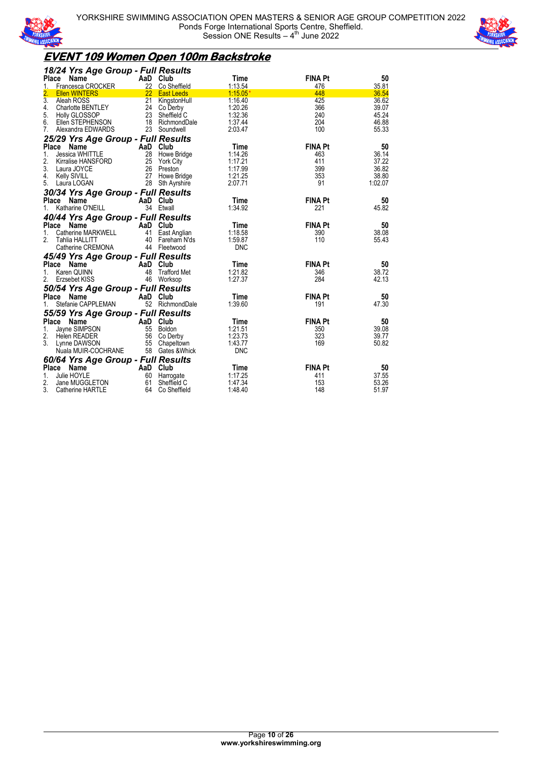# EVENT 109 Women Open 100m Backstroke

### 18/24 Yrs Age Group - Full Results

| Place | Name | AaD | Club | Time | FINA Pt | 50 |
|---|---|---|---|---|---|---|
| 1. | Francesca CROCKER | 22 | Co Sheffield | 1:13.54 | 476 | 35.81 |
| 2. | Ellen WINTERS | 22 | East Leeds | 1:15.05* | 448 | 36.54 |
| 3. | Aleah ROSS | 21 | KingstonHull | 1:16.40 | 425 | 36.62 |
| 4. | Charlotte BENTLEY | 24 | Co Derby | 1:20.26 | 366 | 39.07 |
| 5. | Holly GLOSSOP | 23 | Sheffield C | 1:32.36 | 240 | 45.24 |
| 6. | Ellen STEPHENSON | 18 | RichmondDale | 1:37.44 | 204 | 46.88 |
| 7. | Alexandra EDWARDS | 23 | Soundwell | 2:03.47 | 100 | 55.33 |

### 25/29 Yrs Age Group - Full Results

| Place | Name | AaD | Club | Time | FINA Pt | 50 |
|---|---|---|---|---|---|---|
| 1. | Jessica WHITTLE | 28 | Howe Bridge | 1:14.26 | 463 | 36.14 |
| 2. | Kirralise HANSFORD | 25 | York City | 1:17.21 | 411 | 37.22 |
| 3. | Laura JOYCE | 26 | Preston | 1:17.99 | 399 | 36.82 |
| 4. | Kelly SIVILL | 27 | Howe Bridge | 1:21.25 | 353 | 38.80 |
| 5. | Laura LOGAN | 28 | Sth Ayrshire | 2:07.71 | 91 | 1:02.07 |

### 30/34 Yrs Age Group - Full Results

| Place | Name | AaD | Club | Time | FINA Pt | 50 |
|---|---|---|---|---|---|---|
| 1. | Katharine O'NEILL | 34 | Etwall | 1:34.92 | 221 | 45.82 |

### 40/44 Yrs Age Group - Full Results

| Place | Name | AaD | Club | Time | FINA Pt | 50 |
|---|---|---|---|---|---|---|
| 1. | Catherine MARKWELL | 41 | East Anglian | 1:18.58 | 390 | 38.08 |
| 2. | Tahlia HALLITT | 40 | Fareham N'ds | 1:59.87 | 110 | 55.43 |
| | Catherine CREMONA | 44 | Fleetwood | DNC | | |

### 45/49 Yrs Age Group - Full Results

| Place | Name | AaD | Club | Time | FINA Pt | 50 |
|---|---|---|---|---|---|---|
| 1. | Karen QUINN | 48 | Trafford Met | 1:21.82 | 346 | 38.72 |
| 2. | Erzsebet KISS | 46 | Worksop | 1:27.37 | 284 | 42.13 |

### 50/54 Yrs Age Group - Full Results

| Place | Name | AaD | Club | Time | FINA Pt | 50 |
|---|---|---|---|---|---|---|
| 1. | Stefanie CAPPLEMAN | 52 | RichmondDale | 1:39.60 | 191 | 47.30 |

### 55/59 Yrs Age Group - Full Results

| Place | Name | AaD | Club | Time | FINA Pt | 50 |
|---|---|---|---|---|---|---|
| 1. | Jayne SIMPSON | 55 | Boldon | 1:21.51 | 350 | 39.08 |
| 2. | Helen READER | 56 | Co Derby | 1:23.73 | 323 | 39.77 |
| 3. | Lynne DAWSON | 55 | Chapeltown | 1:43.77 | 169 | 50.82 |
| | Nuala MUIR-COCHRANE | 58 | Gates &Whick | DNC | | |

### 60/64 Yrs Age Group - Full Results

| Place | Name | AaD | Club | Time | FINA Pt | 50 |
|---|---|---|---|---|---|---|
| 1. | Julie HOYLE | 60 | Harrogate | 1:17.25 | 411 | 37.55 |
| 2. | Jane MUGGLETON | 61 | Sheffield C | 1:47.34 | 153 | 53.26 |
| 3. | Catherine HARTLE | 64 | Co Sheffield | 1:48.40 | 148 | 51.97 |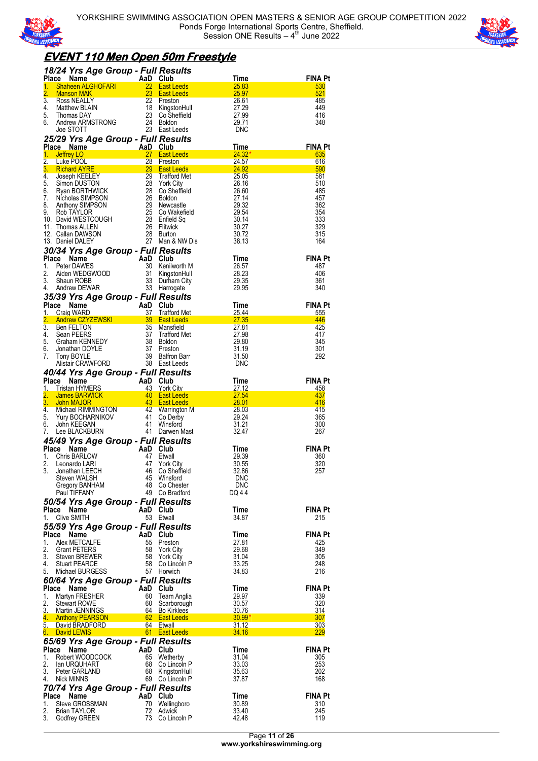## EVENT 110 Men Open 50m Freestyle

### 18/24 Yrs Age Group - Full Results

| Place | Name | AaD | Club | Time | FINA Pt |
|---|---|---|---|---|---|
| 1. | Shaheen ALGHOFARI | 22 | East Leeds | 25.83 | 530 |
| 2. | Manson MAK | 23 | East Leeds | 25.97 | 521 |
| 3. | Ross NEALLY | 22 | Preston | 26.61 | 485 |
| 4. | Matthew BLAIN | 18 | KingstonHull | 27.29 | 449 |
| 5. | Thomas DAY | 23 | Co Sheffield | 27.99 | 416 |
| 6. | Andrew ARMSTRONG | 24 | Boldon | 29.71 | 348 |
| | Joe STOTT | 23 | East Leeds | DNC | |

### 25/29 Yrs Age Group - Full Results

| Place | Name | AaD | Club | Time | FINA Pt |
|---|---|---|---|---|---|
| 1. | Jeffrey LO | 27 | East Leeds | 24.32* | 635 |
| 2. | Luke POOL | 28 | Preston | 24.57 | 616 |
| 3. | Richard AYRE | 29 | East Leeds | 24.92 | 590 |
| 4. | Joseph KEELEY | 29 | Trafford Met | 25.05 | 581 |
| 5. | Simon DUSTON | 28 | York City | 26.16 | 510 |
| 6. | Ryan BORTHWICK | 28 | Co Sheffield | 26.60 | 485 |
| 7. | Nicholas SIMPSON | 26 | Boldon | 27.14 | 457 |
| 8. | Anthony SIMPSON | 29 | Newcastle | 29.32 | 362 |
| 9. | Rob TAYLOR | 25 | Co Wakefield | 29.54 | 354 |
| 10. | David WESTCOUGH | 28 | Enfield Sq | 30.14 | 333 |
| 11. | Thomas ALLEN | 26 | Flitwick | 30.27 | 329 |
| 12. | Callan DAWSON | 28 | Burton | 30.72 | 315 |
| 13. | Daniel DALEY | 27 | Man & NW Dis | 38.13 | 164 |

### 30/34 Yrs Age Group - Full Results

| Place | Name | AaD | Club | Time | FINA Pt |
|---|---|---|---|---|---|
| 1. | Peter DAWES | 30 | Kenilworth M | 26.57 | 487 |
| 2. | Aiden WEDGWOOD | 31 | KingstonHull | 28.23 | 406 |
| 3. | Shaun ROBB | 33 | Durham City | 29.35 | 361 |
| 4. | Andrew DEWAR | 33 | Harrogate | 29.95 | 340 |

### 35/39 Yrs Age Group - Full Results

| Place | Name | AaD | Club | Time | FINA Pt |
|---|---|---|---|---|---|
| 1. | Craig WARD | 37 | Trafford Met | 25.44 | 555 |
| 2. | Andrew CZYZEWSKI | 39 | East Leeds | 27.35 | 446 |
| 3. | Ben FELTON | 35 | Mansfield | 27.81 | 425 |
| 4. | Sean PEERS | 37 | Trafford Met | 27.98 | 417 |
| 5. | Graham KENNEDY | 38 | Boldon | 29.80 | 345 |
| 6. | Jonathan DOYLE | 37 | Preston | 31.19 | 301 |
| 7. | Tony BOYLE | 39 | Balfron Barr | 31.50 | 292 |
| | Alistair CRAWFORD | 38 | East Leeds | DNC | |

### 40/44 Yrs Age Group - Full Results

| Place | Name | AaD | Club | Time | FINA Pt |
|---|---|---|---|---|---|
| 1. | Tristan HYMERS | 43 | York City | 27.12 | 458 |
| 2. | James BARWICK | 40 | East Leeds | 27.54 | 437 |
| 3. | John MAJOR | 43 | East Leeds | 28.01 | 416 |
| 4. | Michael RIMMINGTON | 42 | Warrington M | 28.03 | 415 |
| 5. | Yury BOCHARNIKOV | 41 | Co Derby | 29.24 | 365 |
| 6. | John KEEGAN | 41 | Winsford | 31.21 | 300 |
| 7. | Lee BLACKBURN | 41 | Darwen Mast | 32.47 | 267 |

### 45/49 Yrs Age Group - Full Results

| Place | Name | AaD | Club | Time | FINA Pt |
|---|---|---|---|---|---|
| 1. | Chris BARLOW | 47 | Etwall | 29.39 | 360 |
| 2. | Leonardo LARI | 47 | York City | 30.55 | 320 |
| 3. | Jonathan LEECH | 46 | Co Sheffield | 32.86 | 257 |
| | Steven WALSH | 45 | Winsford | DNC | |
| | Gregory BANHAM | 48 | Co Chester | DNC | |
| | Paul TIFFANY | 49 | Co Bradford | DQ 4 4 | |

### 50/54 Yrs Age Group - Full Results

| Place | Name | AaD | Club | Time | FINA Pt |
|---|---|---|---|---|---|
| 1. | Clive SMITH | 53 | Etwall | 34.87 | 215 |

### 55/59 Yrs Age Group - Full Results

| Place | Name | AaD | Club | Time | FINA Pt |
|---|---|---|---|---|---|
| 1. | Alex METCALFE | 55 | Preston | 27.81 | 425 |
| 2. | Grant PETERS | 58 | York City | 29.68 | 349 |
| 3. | Steven BREWER | 58 | York City | 31.04 | 305 |
| 4. | Stuart PEARCE | 58 | Co Lincoln P | 33.25 | 248 |
| 5. | Michael BURGESS | 57 | Horwich | 34.83 | 216 |

### 60/64 Yrs Age Group - Full Results

| Place | Name | AaD | Club | Time | FINA Pt |
|---|---|---|---|---|---|
| 1. | Martyn FRESHER | 60 | Team Anglia | 29.97 | 339 |
| 2. | Stewart ROWE | 60 | Scarborough | 30.57 | 320 |
| 3. | Martin JENNINGS | 64 | Bo Kirklees | 30.76 | 314 |
| 4. | Anthony PEARSON | 62 | East Leeds | 30.99* | 307 |
| 5. | David BRADFORD | 64 | Etwall | 31.12 | 303 |
| 6. | David LEWIS | 61 | East Leeds | 34.16 | 229 |

### 65/69 Yrs Age Group - Full Results

| Place | Name | AaD | Club | Time | FINA Pt |
|---|---|---|---|---|---|
| 1. | Robert WOODCOCK | 65 | Wetherby | 31.04 | 305 |
| 2. | Ian URQUHART | 68 | Co Lincoln P | 33.03 | 253 |
| 3. | Peter GARLAND | 68 | KingstonHull | 35.63 | 202 |
| 4. | Nick MINNS | 69 | Co Lincoln P | 37.87 | 168 |

### 70/74 Yrs Age Group - Full Results

| Place | Name | AaD | Club | Time | FINA Pt |
|---|---|---|---|---|---|
| 1. | Steve GROSSMAN | 70 | Wellingboro | 30.89 | 310 |
| 2. | Brian TAYLOR | 72 | Adwick | 33.40 | 245 |
| 3. | Godfrey GREEN | 73 | Co Lincoln P | 42.48 | 119 |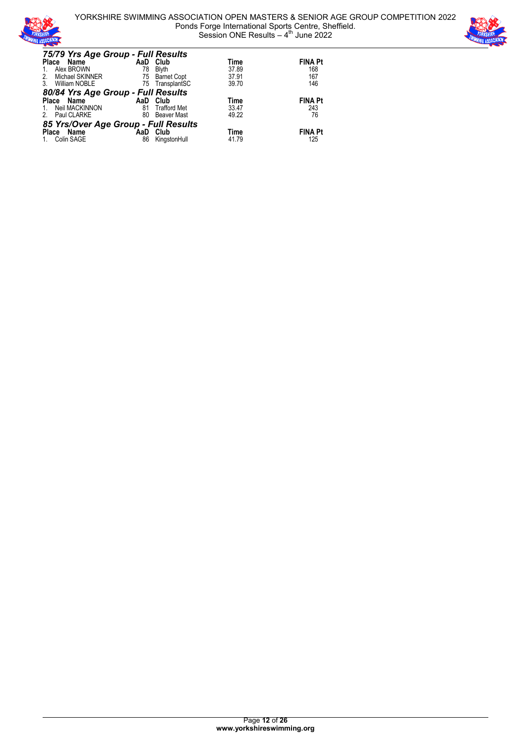### 75/79 Yrs Age Group - Full Results

| Place | Name | AaD | Club | Time | FINA Pt |
|---|---|---|---|---|---|
| 1. | Alex BROWN | 78 | Blyth | 37.89 | 168 |
| 2. | Michael SKINNER | 75 | Barnet Copt | 37.91 | 167 |
| 3. | William NOBLE | 75 | TransplantSC | 39.70 | 146 |

### 80/84 Yrs Age Group - Full Results

| Place | Name | AaD | Club | Time | FINA Pt |
|---|---|---|---|---|---|
| 1. | Neil MACKINNON | 81 | Trafford Met | 33.47 | 243 |
| 2. | Paul CLARKE | 80 | Beaver Mast | 49.22 | 76 |

### 85 Yrs/Over Age Group - Full Results

| Place | Name | AaD | Club | Time | FINA Pt |
|---|---|---|---|---|---|
| 1. | Colin SAGE | 86 | KingstonHull | 41.79 | 125 |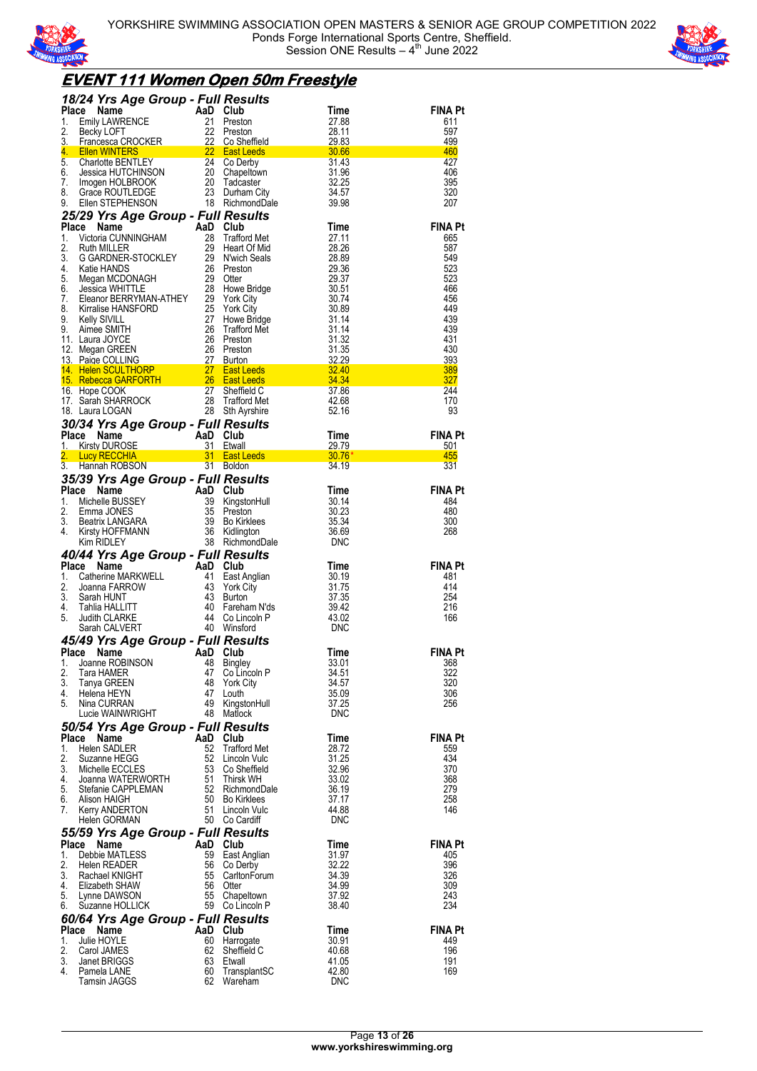YORKSHIRE ASSOCIATION OPEN MASTERS & SENIOR AGE GROUP COMPETITION 2022
Ponds Forge International Sports Centre, Sheffield.
Session ONE Results – 4th June 2022

# EVENT 111 Women Open 50m Freestyle

## 18/24 Yrs Age Group - Full Results

| Place | Name | AaD | Club | Time | FINA Pt |
|---|---|---|---|---|---|
| 1. | Emily LAWRENCE | 21 | Preston | 27.88 | 611 |
| 2. | Becky LOFT | 22 | Preston | 28.11 | 597 |
| 3. | Francesca CROCKER | 22 | Co Sheffield | 29.83 | 499 |
| 4. | Ellen WINTERS | 22 | East Leeds | 30.66 | 460 |
| 5. | Charlotte BENTLEY | 24 | Co Derby | 31.43 | 427 |
| 6. | Jessica HUTCHINSON | 20 | Chapeltown | 31.96 | 406 |
| 7. | Imogen HOLBROOK | 20 | Tadcaster | 32.25 | 395 |
| 8. | Grace ROUTLEDGE | 23 | Durham City | 34.57 | 320 |
| 9. | Ellen STEPHENSON | 18 | RichmondDale | 39.98 | 207 |

## 25/29 Yrs Age Group - Full Results

| Place | Name | AaD | Club | Time | FINA Pt |
|---|---|---|---|---|---|
| 1. | Victoria CUNNINGHAM | 28 | Trafford Met | 27.11 | 665 |
| 2. | Ruth MILLER | 29 | Heart Of Mid | 28.26 | 587 |
| 3. | G GARDNER-STOCKLEY | 29 | N'wich Seals | 28.89 | 549 |
| 4. | Katie HANDS | 26 | Preston | 29.36 | 523 |
| 5. | Megan MCDONAGH | 29 | Otter | 29.37 | 523 |
| 6. | Jessica WHITTLE | 28 | Howe Bridge | 30.51 | 466 |
| 7. | Eleanor BERRYMAN-ATHEY | 29 | York City | 30.74 | 456 |
| 8. | Kirralise HANSFORD | 25 | York City | 30.89 | 449 |
| 9. | Kelly SIVILL | 27 | Howe Bridge | 31.14 | 439 |
| 9. | Aimee SMITH | 26 | Trafford Met | 31.14 | 439 |
| 11. | Laura JOYCE | 26 | Preston | 31.32 | 431 |
| 12. | Megan GREEN | 26 | Preston | 31.35 | 430 |
| 13. | Paige COLLING | 27 | Burton | 32.29 | 393 |
| 14. | Helen SCULTHORP | 27 | East Leeds | 32.40 | 389 |
| 15. | Rebecca GARFORTH | 26 | East Leeds | 34.34 | 327 |
| 16. | Hope COOK | 27 | Sheffield C | 37.86 | 244 |
| 17. | Sarah SHARROCK | 28 | Trafford Met | 42.68 | 170 |
| 18. | Laura LOGAN | 28 | Sth Ayrshire | 52.16 | 93 |

## 30/34 Yrs Age Group - Full Results

| Place | Name | AaD | Club | Time | FINA Pt |
|---|---|---|---|---|---|
| 1. | Kirsty DUROSE | 31 | Etwall | 29.79 | 501 |
| 2. | Lucy RECCHIA | 31 | East Leeds | 30.76* | 455 |
| 3. | Hannah ROBSON | 31 | Boldon | 34.19 | 331 |

## 35/39 Yrs Age Group - Full Results

| Place | Name | AaD | Club | Time | FINA Pt |
|---|---|---|---|---|---|
| 1. | Michelle BUSSEY | 39 | KingstonHull | 30.14 | 484 |
| 2. | Emma JONES | 35 | Preston | 30.23 | 480 |
| 3. | Beatrix LANGARA | 39 | Bo Kirklees | 35.34 | 300 |
| 4. | Kirsty HOFFMANN | 36 | Kidlington | 36.69 | 268 |
| | Kim RIDLEY | 38 | RichmondDale | DNC | |

## 40/44 Yrs Age Group - Full Results

| Place | Name | AaD | Club | Time | FINA Pt |
|---|---|---|---|---|---|
| 1. | Catherine MARKWELL | 41 | East Anglian | 30.19 | 481 |
| 2. | Joanna FARROW | 43 | York City | 31.75 | 414 |
| 3. | Sarah HUNT | 43 | Burton | 37.35 | 254 |
| 4. | Tahlia HALLITT | 40 | Fareham N'ds | 39.42 | 216 |
| 5. | Judith CLARKE | 44 | Co Lincoln P | 43.02 | 166 |
| | Sarah CALVERT | 40 | Winsford | DNC | |

## 45/49 Yrs Age Group - Full Results

| Place | Name | AaD | Club | Time | FINA Pt |
|---|---|---|---|---|---|
| 1. | Joanne ROBINSON | 48 | Bingley | 33.01 | 368 |
| 2. | Tara HAMER | 47 | Co Lincoln P | 34.51 | 322 |
| 3. | Tanya GREEN | 48 | York City | 34.57 | 320 |
| 4. | Helena HEYN | 47 | Louth | 35.09 | 306 |
| 5. | Nina CURRAN | 49 | KingstonHull | 37.25 | 256 |
| | Lucie WAINWRIGHT | 48 | Matlock | DNC | |

## 50/54 Yrs Age Group - Full Results

| Place | Name | AaD | Club | Time | FINA Pt |
|---|---|---|---|---|---|
| 1. | Helen SADLER | 52 | Trafford Met | 28.72 | 559 |
| 2. | Suzanne HEGG | 52 | Lincoln Vulc | 31.25 | 434 |
| 3. | Michelle ECCLES | 53 | Co Sheffield | 32.96 | 370 |
| 4. | Joanna WATERWORTH | 51 | Thirsk WH | 33.02 | 368 |
| 5. | Stefanie CAPPLEMAN | 52 | RichmondDale | 36.19 | 279 |
| 6. | Alison HAIGH | 50 | Bo Kirklees | 37.17 | 258 |
| 7. | Kerry ANDERTON | 51 | Lincoln Vulc | 44.88 | 146 |
| | Helen GORMAN | 50 | Co Cardiff | DNC | |

## 55/59 Yrs Age Group - Full Results

| Place | Name | AaD | Club | Time | FINA Pt |
|---|---|---|---|---|---|
| 1. | Debbie MATLESS | 59 | East Anglian | 31.97 | 405 |
| 2. | Helen READER | 56 | Co Derby | 32.22 | 396 |
| 3. | Rachael KNIGHT | 55 | CarltonForum | 34.39 | 326 |
| 4. | Elizabeth SHAW | 56 | Otter | 34.99 | 309 |
| 5. | Lynne DAWSON | 55 | Chapeltown | 37.92 | 243 |
| 6. | Suzanne HOLLICK | 59 | Co Lincoln P | 38.40 | 234 |

## 60/64 Yrs Age Group - Full Results

| Place | Name | AaD | Club | Time | FINA Pt |
|---|---|---|---|---|---|
| 1. | Julie HOYLE | 60 | Harrogate | 30.91 | 449 |
| 2. | Carol JAMES | 62 | Sheffield C | 40.68 | 196 |
| 3. | Janet BRIGGS | 63 | Etwall | 41.05 | 191 |
| 4. | Pamela LANE | 60 | TransplantSC | 42.80 | 169 |
| | Tamsin JAGGS | 62 | Wareham | DNC | |

www.yorkshireswimming.org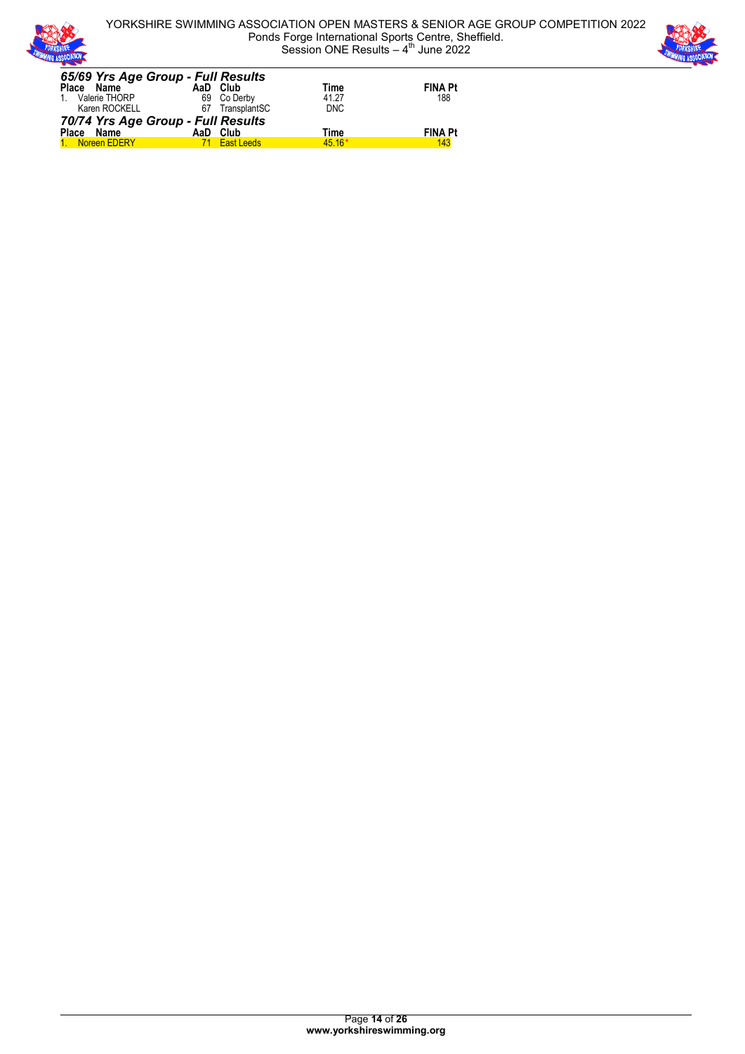### 65/69 Yrs Age Group - Full Results

| Place | Name | AaD | Club | Time | FINA Pt |
|---|---|---|---|---|---|
| 1. | Valerie THORP | 69 | Co Derby | 41.27 | 188 |
| | Karen ROCKELL | 67 | TransplantSC | DNC | |

### 70/74 Yrs Age Group - Full Results

| Place | Name | AaD | Club | Time | FINA Pt |
|---|---|---|---|---|---|
| 1. | Noreen EDERY | 71 | East Leeds | 45.16* | 143 |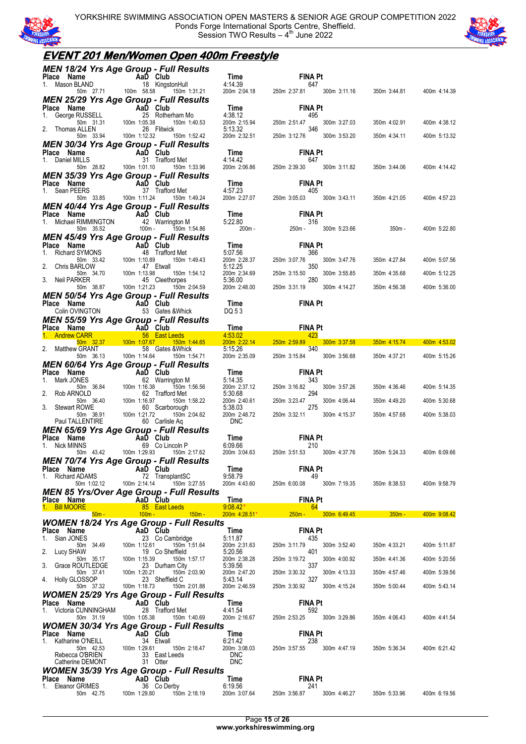YORKSHIRE ASSOCIATION OPEN MASTERS & SENIOR AGE GROUP COMPETITION 2022
Ponds Forge International Sports Centre, Sheffield.
Session TWO Results – 4th June 2022

# EVENT 201 Men/Women Open 400m Freestyle

## MEN 18/24 Yrs Age Group - Full Results

| Place | Name | AaD | Club | Time | FINA Pt |
|---|---|---|---|---|---|
| 1. | Mason BLAND | 18 | KingstonHull | 4:14.39 | 647 |

50m 27.71 · 100m 58.58 · 150m 1:31.21 · 200m 2:04.18 · 250m 2:37.81 · 300m 3:11.16 · 350m 3:44.81 · 400m 4:14.39

## MEN 25/29 Yrs Age Group - Full Results

| Place | Name | AaD | Club | Time | FINA Pt |
|---|---|---|---|---|---|
| 1. | George RUSSELL | 25 | Rotherham Mo | 4:38.12 | 495 |
| 2. | Thomas ALLEN | 26 | Flitwick | 5:13.32 | 346 |

RUSSELL: 50m 31.31 · 100m 1:05.38 · 150m 1:40.53 · 200m 2:15.94 · 250m 2:51.47 · 300m 3:27.03 · 350m 4:02.91 · 400m 4:38.12

ALLEN: 50m 33.94 · 100m 1:12.32 · 150m 1:52.42 · 200m 2:32.51 · 250m 3:12.76 · 300m 3:53.20 · 350m 4:34.11 · 400m 5:13.32

## MEN 30/34 Yrs Age Group - Full Results

| Place | Name | AaD | Club | Time | FINA Pt |
|---|---|---|---|---|---|
| 1. | Daniel MILLS | 31 | Trafford Met | 4:14.42 | 647 |

50m 28.82 · 100m 1:01.10 · 150m 1:33.96 · 200m 2:06.86 · 250m 2:39.30 · 300m 3:11.82 · 350m 3:44.06 · 400m 4:14.42

## MEN 35/39 Yrs Age Group - Full Results

| Place | Name | AaD | Club | Time | FINA Pt |
|---|---|---|---|---|---|
| 1. | Sean PEERS | 37 | Trafford Met | 4:57.23 | 405 |

50m 33.85 · 100m 1:11.24 · 150m 1:49.24 · 200m 2:27.07 · 250m 3:05.03 · 300m 3:43.11 · 350m 4:21.05 · 400m 4:57.23

## MEN 40/44 Yrs Age Group - Full Results

| Place | Name | AaD | Club | Time | FINA Pt |
|---|---|---|---|---|---|
| 1. | Michael RIMMINGTON | 42 | Warrington M | 5:22.80 | 316 |

50m 35.52 · 100m - · 150m 1:54.86 · 200m - · 250m - · 300m 5:23.66 · 350m - · 400m 5:22.80

## MEN 45/49 Yrs Age Group - Full Results

| Place | Name | AaD | Club | Time | FINA Pt |
|---|---|---|---|---|---|
| 1. | Richard SYMONS | 48 | Trafford Met | 5:07.56 | 366 |
| 2. | Chris BARLOW | 47 | Etwall | 5:12.25 | 350 |
| 3. | Neil PARKER | 45 | Cleethorpes | 5:36.00 | 280 |

SYMONS: 50m 33.42 · 100m 1:10.89 · 150m 1:49.43 · 200m 2:28.37 · 250m 3:07.76 · 300m 3:47.76 · 350m 4:27.84 · 400m 5:07.56

BARLOW: 50m 34.70 · 100m 1:13.98 · 150m 1:54.12 · 200m 2:34.69 · 250m 3:15.50 · 300m 3:55.85 · 350m 4:35.68 · 400m 5:12.25

PARKER: 50m 38.87 · 100m 1:21.23 · 150m 2:04.59 · 200m 2:48.00 · 250m 3:31.19 · 300m 4:14.27 · 350m 4:56.38 · 400m 5:36.00

## MEN 50/54 Yrs Age Group - Full Results

| Place | Name | AaD | Club | Time | FINA Pt |
|---|---|---|---|---|---|
| | Colin OVINGTON | 53 | Gates &Whick | DQ 5 3 | |

## MEN 55/59 Yrs Age Group - Full Results

| Place | Name | AaD | Club | Time | FINA Pt |
|---|---|---|---|---|---|
| 1. | Andrew CARR | 56 | East Leeds | 4:53.02 | 423 |
| 2. | Matthew GRANT | 58 | Gates &Whick | 5:15.26 | 340 |

CARR: 50m 32.37 · 100m 1:07.67 · 150m 1:44.65 · 200m 2:22.14 · 250m 2:59.89 · 300m 3:37.58 · 350m 4:15.74 · 400m 4:53.02

GRANT: 50m 36.13 · 100m 1:14.64 · 150m 1:54.71 · 200m 2:35.09 · 250m 3:15.84 · 300m 3:56.68 · 350m 4:37.21 · 400m 5:15.26

## MEN 60/64 Yrs Age Group - Full Results

| Place | Name | AaD | Club | Time | FINA Pt |
|---|---|---|---|---|---|
| 1. | Mark JONES | 62 | Warrington M | 5:14.35 | 343 |
| 2. | Rob ARNOLD | 62 | Trafford Met | 5:30.68 | 294 |
| 3. | Stewart ROWE | 60 | Scarborough | 5:38.03 | 275 |
| | Paul TALLENTIRE | 60 | Carlisle Aq | DNC | |

JONES: 50m 36.84 · 100m 1:16.38 · 150m 1:56.56 · 200m 2:37.12 · 250m 3:16.82 · 300m 3:57.26 · 350m 4:36.46 · 400m 5:14.35

ARNOLD: 50m 36.40 · 100m 1:16.97 · 150m 1:58.22 · 200m 2:40.61 · 250m 3:23.47 · 300m 4:06.44 · 350m 4:49.20 · 400m 5:30.68

ROWE: 50m 38.91 · 100m 1:21.72 · 150m 2:04.62 · 200m 2:48.72 · 250m 3:32.11 · 300m 4:15.37 · 350m 4:57.68 · 400m 5:38.03

## MEN 65/69 Yrs Age Group - Full Results

| Place | Name | AaD | Club | Time | FINA Pt |
|---|---|---|---|---|---|
| 1. | Nick MINNS | 69 | Co Lincoln P | 6:09.66 | 210 |

50m 43.42 · 100m 1:29.93 · 150m 2:17.62 · 200m 3:04.63 · 250m 3:51.53 · 300m 4:37.76 · 350m 5:24.33 · 400m 6:09.66

## MEN 70/74 Yrs Age Group - Full Results

| Place | Name | AaD | Club | Time | FINA Pt |
|---|---|---|---|---|---|
| 1. | Richard ADAMS | 72 | TransplantSC | 9:58.79 | 49 |

50m 1:02.12 · 100m 2:14.14 · 150m 3:27.55 · 200m 4:43.60 · 250m 6:00.08 · 300m 7:19.35 · 350m 8:38.53 · 400m 9:58.79

## MEN 85 Yrs/Over Age Group - Full Results

| Place | Name | AaD | Club | Time | FINA Pt |
|---|---|---|---|---|---|
| 1. | Bill MOORE | 85 | East Leeds | 9:08.42* | 64 |

50m - · 100m - · 150m - · 200m 4:28.51* · 250m - · 300m 6:49.45 · 350m - · 400m 9:08.42

## WOMEN 18/24 Yrs Age Group - Full Results

| Place | Name | AaD | Club | Time | FINA Pt |
|---|---|---|---|---|---|
| 1. | Sian JONES | 23 | Co Cambridge | 5:11.87 | 435 |
| 2. | Lucy SHAW | 19 | Co Sheffield | 5:20.56 | 401 |
| 3. | Grace ROUTLEDGE | 23 | Durham City | 5:39.56 | 337 |
| 4. | Holly GLOSSOP | 23 | Sheffield C | 5:43.14 | 327 |

JONES: 50m 34.49 · 100m 1:12.61 · 150m 1:51.64 · 200m 2:31.63 · 250m 3:11.79 · 300m 3:52.40 · 350m 4:33.21 · 400m 5:11.87

SHAW: 50m 35.17 · 100m 1:15.39 · 150m 1:57.17 · 200m 2:38.28 · 250m 3:19.72 · 300m 4:00.92 · 350m 4:41.36 · 400m 5:20.56

ROUTLEDGE: 50m 37.41 · 100m 1:20.21 · 150m 2:03.90 · 200m 2:47.20 · 250m 3:30.32 · 300m 4:13.33 · 350m 4:57.46 · 400m 5:39.56

GLOSSOP: 50m 37.32 · 100m 1:18.73 · 150m 2:01.88 · 200m 2:46.59 · 250m 3:30.92 · 300m 4:15.24 · 350m 5:00.44 · 400m 5:43.14

## WOMEN 25/29 Yrs Age Group - Full Results

| Place | Name | AaD | Club | Time | FINA Pt |
|---|---|---|---|---|---|
| 1. | Victoria CUNNINGHAM | 28 | Trafford Met | 4:41.54 | 592 |

50m 31.19 · 100m 1:05.38 · 150m 1:40.69 · 200m 2:16.67 · 250m 2:53.25 · 300m 3:29.86 · 350m 4:06.43 · 400m 4:41.54

## WOMEN 30/34 Yrs Age Group - Full Results

| Place | Name | AaD | Club | Time | FINA Pt |
|---|---|---|---|---|---|
| 1. | Katharine O'NEILL | 34 | Etwall | 6:21.42 | 238 |
| | Rebecca O'BRIEN | 33 | East Leeds | DNC | |
| | Catherine DEMONT | 31 | Otter | DNC | |

O'NEILL: 50m 42.53 · 100m 1:29.61 · 150m 2:18.47 · 200m 3:08.03 · 250m 3:57.55 · 300m 4:47.19 · 350m 5:36.34 · 400m 6:21.42

## WOMEN 35/39 Yrs Age Group - Full Results

| Place | Name | AaD | Club | Time | FINA Pt |
|---|---|---|---|---|---|
| 1. | Eleanor GRIMES | 36 | Co Derby | 6:19.56 | 241 |

50m 42.75 · 100m 1:29.80 · 150m 2:18.19 · 200m 3:07.64 · 250m 3:56.87 · 300m 4:46.27 · 350m 5:33.96 · 400m 6:19.56

www.yorkshireswimming.org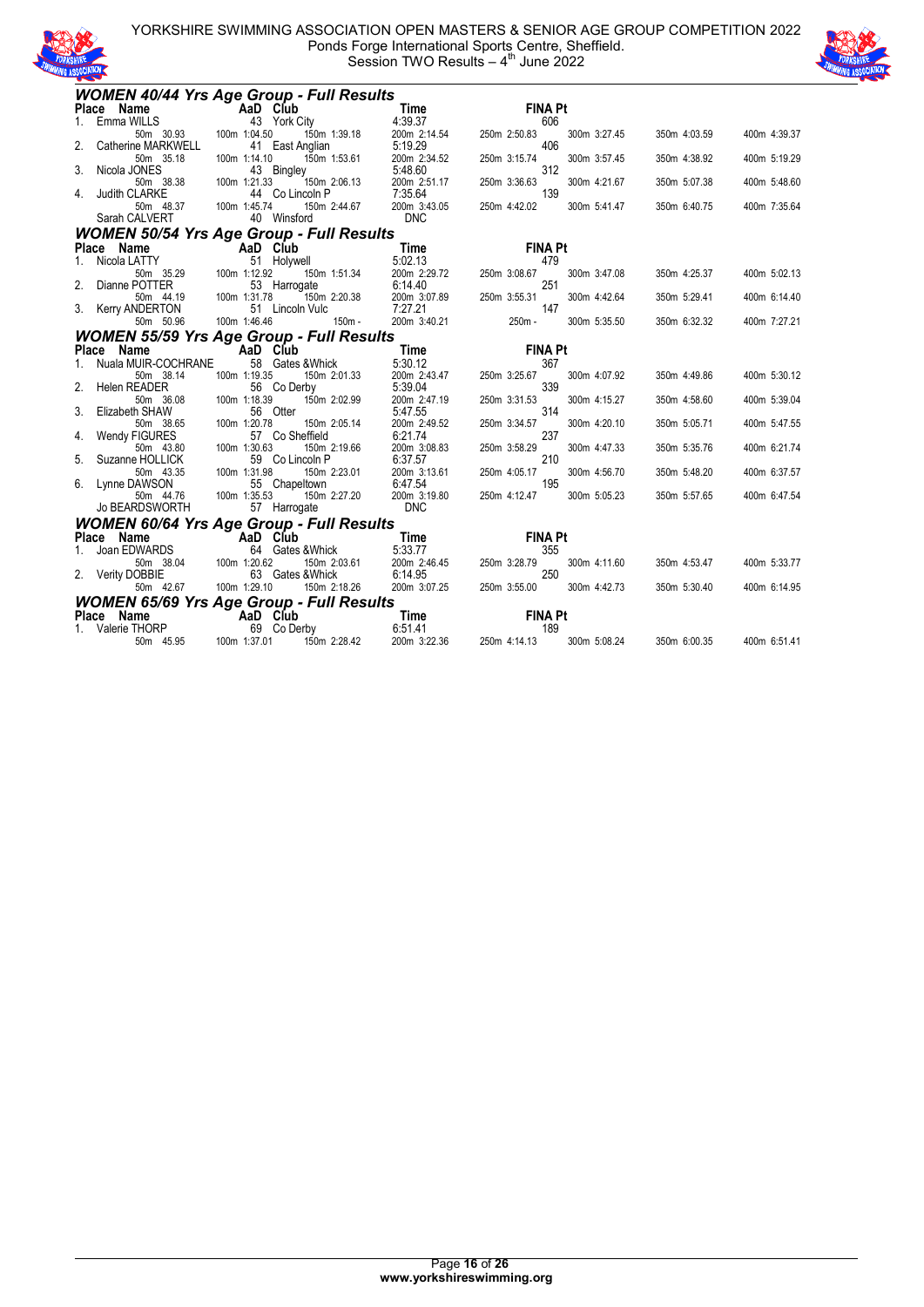# YORKSHIRE SWIMMING ASSOCIATION OPEN MASTERS & SENIOR AGE GROUP COMPETITION 2022
Ponds Forge International Sports Centre, Sheffield.
Session TWO Results – 4th June 2022

## WOMEN 40/44 Yrs Age Group - Full Results

| Place | Name | AaD | Club | Time | FINA Pt |
|---|---|---|---|---|---|
| 1. | Emma WILLS | 43 | York City | 4:39.37 | 606 |
| | 50m 30.93 | 100m 1:04.50 | 150m 1:39.18 | 200m 2:14.54 | 250m 2:50.83 | 300m 3:27.45 | 350m 4:03.59 | 400m 4:39.37 |
| 2. | Catherine MARKWELL | 41 | East Anglian | 5:19.29 | 406 |
| | 50m 35.18 | 100m 1:14.10 | 150m 1:53.61 | 200m 2:34.52 | 250m 3:15.74 | 300m 3:57.45 | 350m 4:38.92 | 400m 5:19.29 |
| 3. | Nicola JONES | 43 | Bingley | 5:48.60 | 312 |
| | 50m 38.38 | 100m 1:21.33 | 150m 2:06.13 | 200m 2:51.17 | 250m 3:36.63 | 300m 4:21.67 | 350m 5:07.38 | 400m 5:48.60 |
| 4. | Judith CLARKE | 44 | Co Lincoln P | 7:35.64 | 139 |
| | 50m 48.37 | 100m 1:45.74 | 150m 2:44.67 | 200m 3:43.05 | 250m 4:42.02 | 300m 5:41.47 | 350m 6:40.75 | 400m 7:35.64 |
| | Sarah CALVERT | 40 | Winsford | DNC | |

## WOMEN 50/54 Yrs Age Group - Full Results

| Place | Name | AaD | Club | Time | FINA Pt |
|---|---|---|---|---|---|
| 1. | Nicola LATTY | 51 | Holywell | 5:02.13 | 479 |
| | 50m 35.29 | 100m 1:12.92 | 150m 1:51.34 | 200m 2:29.72 | 250m 3:08.67 | 300m 3:47.08 | 350m 4:25.37 | 400m 5:02.13 |
| 2. | Dianne POTTER | 53 | Harrogate | 6:14.40 | 251 |
| | 50m 44.19 | 100m 1:31.78 | 150m 2:20.38 | 200m 3:07.89 | 250m 3:55.31 | 300m 4:42.64 | 350m 5:29.41 | 400m 6:14.40 |
| 3. | Kerry ANDERTON | 51 | Lincoln Vulc | 7:27.21 | 147 |
| | 50m 50.96 | 100m 1:46.46 | 150m - | 200m 3:40.21 | 250m - | 300m 5:35.50 | 350m 6:32.32 | 400m 7:27.21 |

## WOMEN 55/59 Yrs Age Group - Full Results

| Place | Name | AaD | Club | Time | FINA Pt |
|---|---|---|---|---|---|
| 1. | Nuala MUIR-COCHRANE | 58 | Gates &Whick | 5:30.12 | 367 |
| | 50m 38.14 | 100m 1:19.35 | 150m 2:01.33 | 200m 2:43.47 | 250m 3:25.67 | 300m 4:07.92 | 350m 4:49.86 | 400m 5:30.12 |
| 2. | Helen READER | 56 | Co Derby | 5:39.04 | 339 |
| | 50m 36.08 | 100m 1:18.39 | 150m 2:02.99 | 200m 2:47.19 | 250m 3:31.53 | 300m 4:15.27 | 350m 4:58.60 | 400m 5:39.04 |
| 3. | Elizabeth SHAW | 56 | Otter | 5:47.55 | 314 |
| | 50m 38.65 | 100m 1:20.78 | 150m 2:05.14 | 200m 2:49.52 | 250m 3:34.57 | 300m 4:20.10 | 350m 5:05.71 | 400m 5:47.55 |
| 4. | Wendy FIGURES | 57 | Co Sheffield | 6:21.74 | 237 |
| | 50m 43.80 | 100m 1:30.63 | 150m 2:19.66 | 200m 3:08.83 | 250m 3:58.29 | 300m 4:47.33 | 350m 5:35.76 | 400m 6:21.74 |
| 5. | Suzanne HOLLICK | 59 | Co Lincoln P | 6:37.57 | 210 |
| | 50m 43.35 | 100m 1:31.98 | 150m 2:23.01 | 200m 3:13.61 | 250m 4:05.17 | 300m 4:56.70 | 350m 5:48.20 | 400m 6:37.57 |
| 6. | Lynne DAWSON | 55 | Chapeltown | 6:47.54 | 195 |
| | 50m 44.76 | 100m 1:35.53 | 150m 2:27.20 | 200m 3:19.80 | 250m 4:12.47 | 300m 5:05.23 | 350m 5:57.65 | 400m 6:47.54 |
| | Jo BEARDSWORTH | 57 | Harrogate | DNC | |

## WOMEN 60/64 Yrs Age Group - Full Results

| Place | Name | AaD | Club | Time | FINA Pt |
|---|---|---|---|---|---|
| 1. | Joan EDWARDS | 64 | Gates &Whick | 5:33.77 | 355 |
| | 50m 38.04 | 100m 1:20.62 | 150m 2:03.61 | 200m 2:46.45 | 250m 3:28.79 | 300m 4:11.60 | 350m 4:53.47 | 400m 5:33.77 |
| 2. | Verity DOBBIE | 63 | Gates &Whick | 6:14.95 | 250 |
| | 50m 42.67 | 100m 1:29.10 | 150m 2:18.26 | 200m 3:07.25 | 250m 3:55.00 | 300m 4:42.73 | 350m 5:30.40 | 400m 6:14.95 |

## WOMEN 65/69 Yrs Age Group - Full Results

| Place | Name | AaD | Club | Time | FINA Pt |
|---|---|---|---|---|---|
| 1. | Valerie THORP | 69 | Co Derby | 6:51.41 | 189 |
| | 50m 45.95 | 100m 1:37.01 | 150m 2:28.42 | 200m 3:22.36 | 250m 4:14.13 | 300m 5:08.24 | 350m 6:00.35 | 400m 6:51.41 |

www.yorkshireswimming.org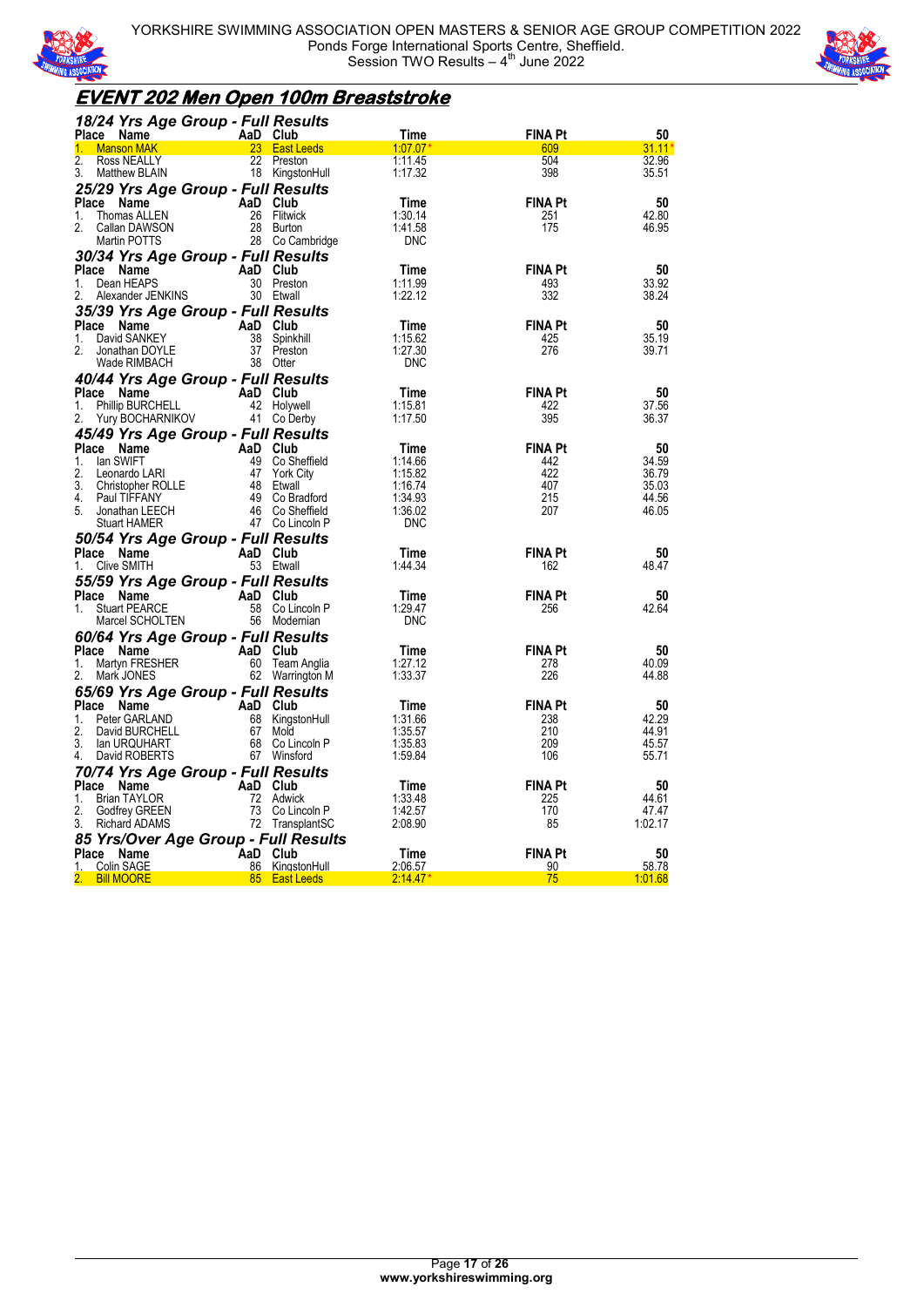YORKSHIRE SWIMMING ASSOCIATION OPEN MASTERS & SENIOR AGE GROUP COMPETITION 2022
Ponds Forge International Sports Centre, Sheffield.
Session TWO Results – 4th June 2022

# EVENT 202 Men Open 100m Breaststroke

## 18/24 Yrs Age Group - Full Results

| Place | Name | AaD | Club | Time | FINA Pt | 50 |
|---|---|---|---|---|---|---|
| 1. | Manson MAK | 23 | East Leeds | 1:07.07* | 609 | 31.11* |
| 2. | Ross NEALLY | 22 | Preston | 1:11.45 | 504 | 32.96 |
| 3. | Matthew BLAIN | 18 | KingstonHull | 1:17.32 | 398 | 35.51 |

## 25/29 Yrs Age Group - Full Results

| Place | Name | AaD | Club | Time | FINA Pt | 50 |
|---|---|---|---|---|---|---|
| 1. | Thomas ALLEN | 26 | Flitwick | 1:30.14 | 251 | 42.80 |
| 2. | Callan DAWSON | 28 | Burton | 1:41.58 | 175 | 46.95 |
| | Martin POTTS | 28 | Co Cambridge | DNC | | |

## 30/34 Yrs Age Group - Full Results

| Place | Name | AaD | Club | Time | FINA Pt | 50 |
|---|---|---|---|---|---|---|
| 1. | Dean HEAPS | 30 | Preston | 1:11.99 | 493 | 33.92 |
| 2. | Alexander JENKINS | 30 | Etwall | 1:22.12 | 332 | 38.24 |

## 35/39 Yrs Age Group - Full Results

| Place | Name | AaD | Club | Time | FINA Pt | 50 |
|---|---|---|---|---|---|---|
| 1. | David SANKEY | 38 | Spinkhill | 1:15.62 | 425 | 35.19 |
| 2. | Jonathan DOYLE | 37 | Preston | 1:27.30 | 276 | 39.71 |
| | Wade RIMBACH | 38 | Otter | DNC | | |

## 40/44 Yrs Age Group - Full Results

| Place | Name | AaD | Club | Time | FINA Pt | 50 |
|---|---|---|---|---|---|---|
| 1. | Phillip BURCHELL | 42 | Holywell | 1:15.81 | 422 | 37.56 |
| 2. | Yury BOCHARNIKOV | 41 | Co Derby | 1:17.50 | 395 | 36.37 |

## 45/49 Yrs Age Group - Full Results

| Place | Name | AaD | Club | Time | FINA Pt | 50 |
|---|---|---|---|---|---|---|
| 1. | Ian SWIFT | 49 | Co Sheffield | 1:14.66 | 442 | 34.59 |
| 2. | Leonardo LARI | 47 | York City | 1:15.82 | 422 | 36.79 |
| 3. | Christopher ROLLE | 48 | Etwall | 1:16.74 | 407 | 35.03 |
| 4. | Paul TIFFANY | 49 | Co Bradford | 1:34.93 | 215 | 44.56 |
| 5. | Jonathan LEECH | 46 | Co Sheffield | 1:36.02 | 207 | 46.05 |
| | Stuart HAMER | 47 | Co Lincoln P | DNC | | |

## 50/54 Yrs Age Group - Full Results

| Place | Name | AaD | Club | Time | FINA Pt | 50 |
|---|---|---|---|---|---|---|
| 1. | Clive SMITH | 53 | Etwall | 1:44.34 | 162 | 48.47 |

## 55/59 Yrs Age Group - Full Results

| Place | Name | AaD | Club | Time | FINA Pt | 50 |
|---|---|---|---|---|---|---|
| 1. | Stuart PEARCE | 58 | Co Lincoln P | 1:29.47 | 256 | 42.64 |
| | Marcel SCHOLTEN | 56 | Modernian | DNC | | |

## 60/64 Yrs Age Group - Full Results

| Place | Name | AaD | Club | Time | FINA Pt | 50 |
|---|---|---|---|---|---|---|
| 1. | Martyn FRESHER | 60 | Team Anglia | 1:27.12 | 278 | 40.09 |
| 2. | Mark JONES | 62 | Warrington M | 1:33.37 | 226 | 44.88 |

## 65/69 Yrs Age Group - Full Results

| Place | Name | AaD | Club | Time | FINA Pt | 50 |
|---|---|---|---|---|---|---|
| 1. | Peter GARLAND | 68 | KingstonHull | 1:31.66 | 238 | 42.29 |
| 2. | David BURCHELL | 67 | Mold | 1:35.57 | 210 | 44.91 |
| 3. | Ian URQUHART | 68 | Co Lincoln P | 1:35.83 | 209 | 45.57 |
| 4. | David ROBERTS | 67 | Winsford | 1:59.84 | 106 | 55.71 |

## 70/74 Yrs Age Group - Full Results

| Place | Name | AaD | Club | Time | FINA Pt | 50 |
|---|---|---|---|---|---|---|
| 1. | Brian TAYLOR | 72 | Adwick | 1:33.48 | 225 | 44.61 |
| 2. | Godfrey GREEN | 73 | Co Lincoln P | 1:42.57 | 170 | 47.47 |
| 3. | Richard ADAMS | 72 | TransplantSC | 2:08.90 | 85 | 1:02.17 |

## 85 Yrs/Over Age Group - Full Results

| Place | Name | AaD | Club | Time | FINA Pt | 50 |
|---|---|---|---|---|---|---|
| 1. | Colin SAGE | 86 | KingstonHull | 2:06.57 | 90 | 58.78 |
| 2. | Bill MOORE | 85 | East Leeds | 2:14.47* | 75 | 1:01.68 |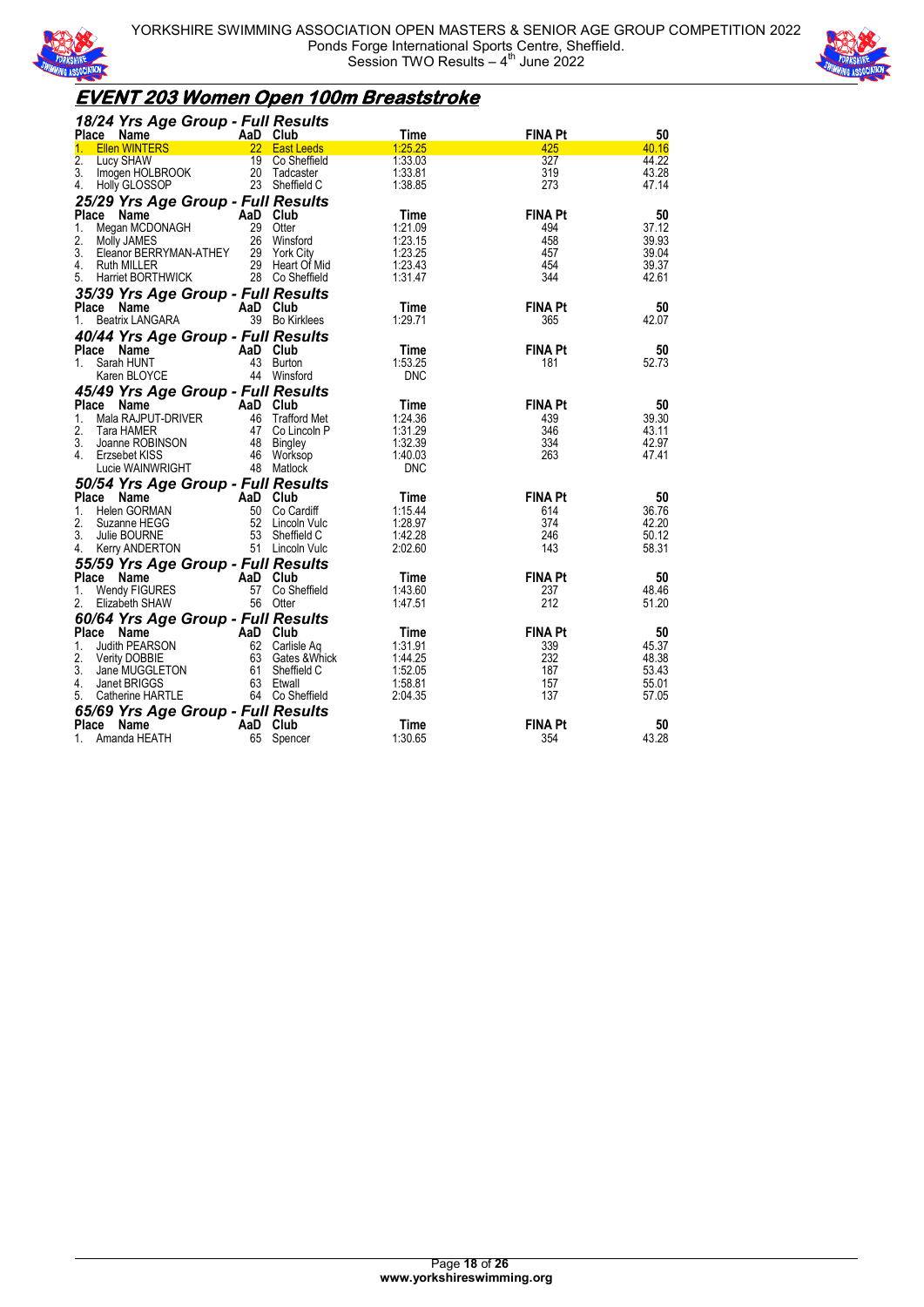YORKSHIRE ASSOCIATION OPEN MASTERS & SENIOR AGE GROUP COMPETITION 2022
Ponds Forge International Sports Centre, Sheffield.
Session TWO Results – 4th June 2022

# EVENT 203 Women Open 100m Breaststroke

## 18/24 Yrs Age Group - Full Results

| Place | Name | AaD | Club | Time | FINA Pt | 50 |
|---|---|---|---|---|---|---|
| 1. | Ellen WINTERS | 22 | East Leeds | 1:25.25 | 425 | 40.16 |
| 2. | Lucy SHAW | 19 | Co Sheffield | 1:33.03 | 327 | 44.22 |
| 3. | Imogen HOLBROOK | 20 | Tadcaster | 1:33.81 | 319 | 43.28 |
| 4. | Holly GLOSSOP | 23 | Sheffield C | 1:38.85 | 273 | 47.14 |

## 25/29 Yrs Age Group - Full Results

| Place | Name | AaD | Club | Time | FINA Pt | 50 |
|---|---|---|---|---|---|---|
| 1. | Megan MCDONAGH | 29 | Otter | 1:21.09 | 494 | 37.12 |
| 2. | Molly JAMES | 26 | Winsford | 1:23.15 | 458 | 39.93 |
| 3. | Eleanor BERRYMAN-ATHEY | 29 | York City | 1:23.25 | 457 | 39.04 |
| 4. | Ruth MILLER | 29 | Heart Of Mid | 1:23.43 | 454 | 39.37 |
| 5. | Harriet BORTHWICK | 28 | Co Sheffield | 1:31.47 | 344 | 42.61 |

## 35/39 Yrs Age Group - Full Results

| Place | Name | AaD | Club | Time | FINA Pt | 50 |
|---|---|---|---|---|---|---|
| 1. | Beatrix LANGARA | 39 | Bo Kirklees | 1:29.71 | 365 | 42.07 |

## 40/44 Yrs Age Group - Full Results

| Place | Name | AaD | Club | Time | FINA Pt | 50 |
|---|---|---|---|---|---|---|
| 1. | Sarah HUNT | 43 | Burton | 1:53.25 | 181 | 52.73 |
| | Karen BLOYCE | 44 | Winsford | DNC | | |

## 45/49 Yrs Age Group - Full Results

| Place | Name | AaD | Club | Time | FINA Pt | 50 |
|---|---|---|---|---|---|---|
| 1. | Mala RAJPUT-DRIVER | 46 | Trafford Met | 1:24.36 | 439 | 39.30 |
| 2. | Tara HAMER | 47 | Co Lincoln P | 1:31.29 | 346 | 43.11 |
| 3. | Joanne ROBINSON | 48 | Bingley | 1:32.39 | 334 | 42.97 |
| 4. | Erzsebet KISS | 46 | Worksop | 1:40.03 | 263 | 47.41 |
| | Lucie WAINWRIGHT | 48 | Matlock | DNC | | |

## 50/54 Yrs Age Group - Full Results

| Place | Name | AaD | Club | Time | FINA Pt | 50 |
|---|---|---|---|---|---|---|
| 1. | Helen GORMAN | 50 | Co Cardiff | 1:15.44 | 614 | 36.76 |
| 2. | Suzanne HEGG | 52 | Lincoln Vulc | 1:28.97 | 374 | 42.20 |
| 3. | Julie BOURNE | 53 | Sheffield C | 1:42.28 | 246 | 50.12 |
| 4. | Kerry ANDERTON | 51 | Lincoln Vulc | 2:02.60 | 143 | 58.31 |

## 55/59 Yrs Age Group - Full Results

| Place | Name | AaD | Club | Time | FINA Pt | 50 |
|---|---|---|---|---|---|---|
| 1. | Wendy FIGURES | 57 | Co Sheffield | 1:43.60 | 237 | 48.46 |
| 2. | Elizabeth SHAW | 56 | Otter | 1:47.51 | 212 | 51.20 |

## 60/64 Yrs Age Group - Full Results

| Place | Name | AaD | Club | Time | FINA Pt | 50 |
|---|---|---|---|---|---|---|
| 1. | Judith PEARSON | 62 | Carlisle Aq | 1:31.91 | 339 | 45.37 |
| 2. | Verity DOBBIE | 63 | Gates &Whick | 1:44.25 | 232 | 48.38 |
| 3. | Jane MUGGLETON | 61 | Sheffield C | 1:52.05 | 187 | 53.43 |
| 4. | Janet BRIGGS | 63 | Etwall | 1:58.81 | 157 | 55.01 |
| 5. | Catherine HARTLE | 64 | Co Sheffield | 2:04.35 | 137 | 57.05 |

## 65/69 Yrs Age Group - Full Results

| Place | Name | AaD | Club | Time | FINA Pt | 50 |
|---|---|---|---|---|---|---|
| 1. | Amanda HEATH | 65 | Spencer | 1:30.65 | 354 | 43.28 |

www.yorkshireswimming.org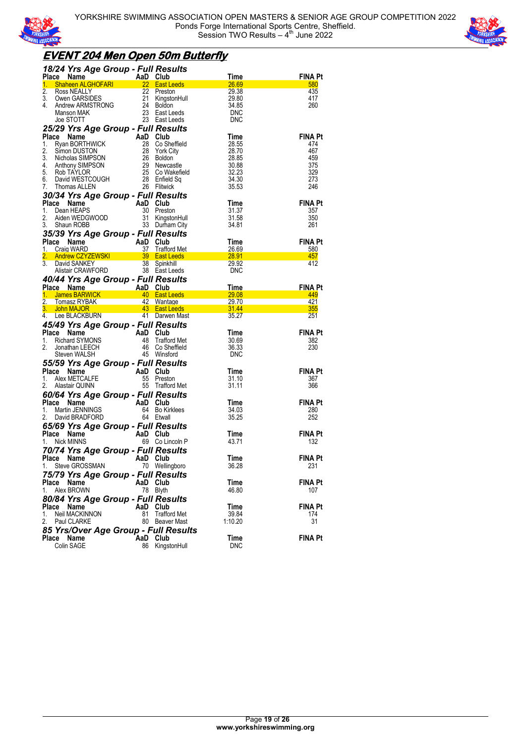YORKSHIRE SWIMMING ASSOCIATION OPEN MASTERS & SENIOR AGE GROUP COMPETITION 2022
Ponds Forge International Sports Centre, Sheffield.
Session TWO Results – 4th June 2022

# EVENT 204 Men Open 50m Butterfly

## 18/24 Yrs Age Group - Full Results

| Place | Name | AaD | Club | Time | FINA Pt |
|---|---|---|---|---|---|
| 1. | Shaheen ALGHOFARI | 22 | East Leeds | 26.69 | 580 |
| 2. | Ross NEALLY | 22 | Preston | 29.38 | 435 |
| 3. | Owen GARSIDES | 21 | KingstonHull | 29.80 | 417 |
| 4. | Andrew ARMSTRONG | 24 | Boldon | 34.85 | 260 |
| | Manson MAK | 23 | East Leeds | DNC | |
| | Joe STOTT | 23 | East Leeds | DNC | |

## 25/29 Yrs Age Group - Full Results

| Place | Name | AaD | Club | Time | FINA Pt |
|---|---|---|---|---|---|
| 1. | Ryan BORTHWICK | 28 | Co Sheffield | 28.55 | 474 |
| 2. | Simon DUSTON | 28 | York City | 28.70 | 467 |
| 3. | Nicholas SIMPSON | 26 | Boldon | 28.85 | 459 |
| 4. | Anthony SIMPSON | 29 | Newcastle | 30.88 | 375 |
| 5. | Rob TAYLOR | 25 | Co Wakefield | 32.23 | 329 |
| 6. | David WESTCOUGH | 28 | Enfield Sq | 34.30 | 273 |
| 7. | Thomas ALLEN | 26 | Flitwick | 35.53 | 246 |

## 30/34 Yrs Age Group - Full Results

| Place | Name | AaD | Club | Time | FINA Pt |
|---|---|---|---|---|---|
| 1. | Dean HEAPS | 30 | Preston | 31.37 | 357 |
| 2. | Aiden WEDGWOOD | 31 | KingstonHull | 31.58 | 350 |
| 3. | Shaun ROBB | 33 | Durham City | 34.81 | 261 |

## 35/39 Yrs Age Group - Full Results

| Place | Name | AaD | Club | Time | FINA Pt |
|---|---|---|---|---|---|
| 1. | Craig WARD | 37 | Trafford Met | 26.69 | 580 |
| 2. | Andrew CZYZEWSKI | 39 | East Leeds | 28.91 | 457 |
| 3. | David SANKEY | 38 | Spinkhill | 29.92 | 412 |
| | Alistair CRAWFORD | 38 | East Leeds | DNC | |

## 40/44 Yrs Age Group - Full Results

| Place | Name | AaD | Club | Time | FINA Pt |
|---|---|---|---|---|---|
| 1. | James BARWICK | 40 | East Leeds | 29.08 | 449 |
| 2. | Tomasz RYBAK | 42 | Wantage | 29.70 | 421 |
| 3. | John MAJOR | 43 | East Leeds | 31.44 | 355 |
| 4. | Lee BLACKBURN | 41 | Darwen Mast | 35.27 | 251 |

## 45/49 Yrs Age Group - Full Results

| Place | Name | AaD | Club | Time | FINA Pt |
|---|---|---|---|---|---|
| 1. | Richard SYMONS | 48 | Trafford Met | 30.69 | 382 |
| 2. | Jonathan LEECH | 46 | Co Sheffield | 36.33 | 230 |
| | Steven WALSH | 45 | Winsford | DNC | |

## 55/59 Yrs Age Group - Full Results

| Place | Name | AaD | Club | Time | FINA Pt |
|---|---|---|---|---|---|
| 1. | Alex METCALFE | 55 | Preston | 31.10 | 367 |
| 2. | Alastair QUINN | 55 | Trafford Met | 31.11 | 366 |

## 60/64 Yrs Age Group - Full Results

| Place | Name | AaD | Club | Time | FINA Pt |
|---|---|---|---|---|---|
| 1. | Martin JENNINGS | 64 | Bo Kirklees | 34.03 | 280 |
| 2. | David BRADFORD | 64 | Etwall | 35.25 | 252 |

## 65/69 Yrs Age Group - Full Results

| Place | Name | AaD | Club | Time | FINA Pt |
|---|---|---|---|---|---|
| 1. | Nick MINNS | 69 | Co Lincoln P | 43.71 | 132 |

## 70/74 Yrs Age Group - Full Results

| Place | Name | AaD | Club | Time | FINA Pt |
|---|---|---|---|---|---|
| 1. | Steve GROSSMAN | 70 | Wellingboro | 36.28 | 231 |

## 75/79 Yrs Age Group - Full Results

| Place | Name | AaD | Club | Time | FINA Pt |
|---|---|---|---|---|---|
| 1. | Alex BROWN | 78 | Blyth | 46.80 | 107 |

## 80/84 Yrs Age Group - Full Results

| Place | Name | AaD | Club | Time | FINA Pt |
|---|---|---|---|---|---|
| 1. | Neil MACKINNON | 81 | Trafford Met | 39.84 | 174 |
| 2. | Paul CLARKE | 80 | Beaver Mast | 1:10.20 | 31 |

## 85 Yrs/Over Age Group - Full Results

| Place | Name | AaD | Club | Time | FINA Pt |
|---|---|---|---|---|---|
| | Colin SAGE | 86 | KingstonHull | DNC | |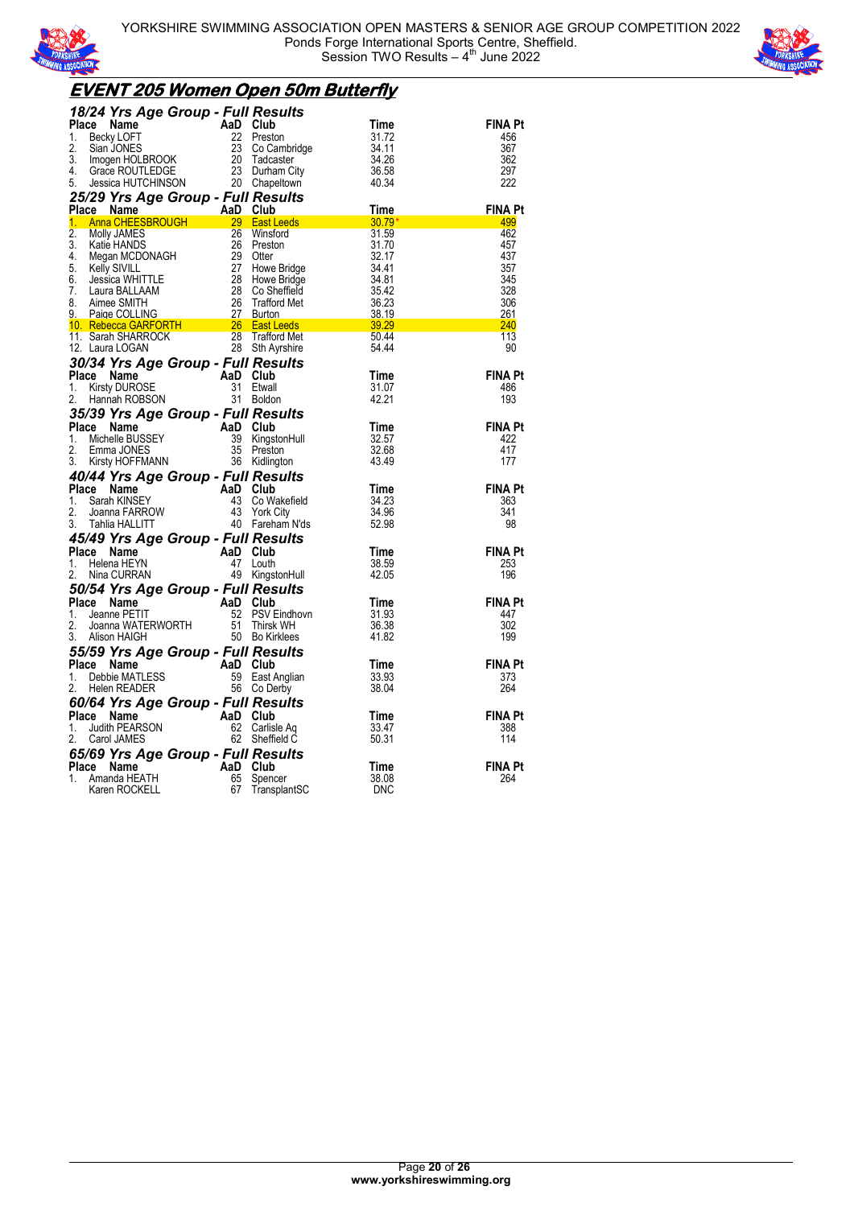# EVENT 205 Women Open 50m Butterfly

## 18/24 Yrs Age Group - Full Results

| Place | Name | AaD | Club | Time | FINA Pt |
|---|---|---|---|---|---|
| 1. | Becky LOFT | 22 | Preston | 31.72 | 456 |
| 2. | Sian JONES | 23 | Co Cambridge | 34.11 | 367 |
| 3. | Imogen HOLBROOK | 20 | Tadcaster | 34.26 | 362 |
| 4. | Grace ROUTLEDGE | 23 | Durham City | 36.58 | 297 |
| 5. | Jessica HUTCHINSON | 20 | Chapeltown | 40.34 | 222 |

## 25/29 Yrs Age Group - Full Results

| Place | Name | AaD | Club | Time | FINA Pt |
|---|---|---|---|---|---|
| 1. | Anna CHEESBROUGH | 29 | East Leeds | 30.79* | 499 |
| 2. | Molly JAMES | 26 | Winsford | 31.59 | 462 |
| 3. | Katie HANDS | 26 | Preston | 31.70 | 457 |
| 4. | Megan MCDONAGH | 29 | Otter | 32.17 | 437 |
| 5. | Kelly SIVILL | 27 | Howe Bridge | 34.41 | 357 |
| 6. | Jessica WHITTLE | 28 | Howe Bridge | 34.81 | 345 |
| 7. | Laura BALLAAM | 28 | Co Sheffield | 35.42 | 328 |
| 8. | Aimee SMITH | 26 | Trafford Met | 36.23 | 306 |
| 9. | Paige COLLING | 27 | Burton | 38.19 | 261 |
| 10. | Rebecca GARFORTH | 26 | East Leeds | 39.29 | 240 |
| 11. | Sarah SHARROCK | 28 | Trafford Met | 50.44 | 113 |
| 12. | Laura LOGAN | 28 | Sth Ayrshire | 54.44 | 90 |

## 30/34 Yrs Age Group - Full Results

| Place | Name | AaD | Club | Time | FINA Pt |
|---|---|---|---|---|---|
| 1. | Kirsty DUROSE | 31 | Etwall | 31.07 | 486 |
| 2. | Hannah ROBSON | 31 | Boldon | 42.21 | 193 |

## 35/39 Yrs Age Group - Full Results

| Place | Name | AaD | Club | Time | FINA Pt |
|---|---|---|---|---|---|
| 1. | Michelle BUSSEY | 39 | KingstonHull | 32.57 | 422 |
| 2. | Emma JONES | 35 | Preston | 32.68 | 417 |
| 3. | Kirsty HOFFMANN | 36 | Kidlington | 43.49 | 177 |

## 40/44 Yrs Age Group - Full Results

| Place | Name | AaD | Club | Time | FINA Pt |
|---|---|---|---|---|---|
| 1. | Sarah KINSEY | 43 | Co Wakefield | 34.23 | 363 |
| 2. | Joanna FARROW | 43 | York City | 34.96 | 341 |
| 3. | Tahlia HALLITT | 40 | Fareham N'ds | 52.98 | 98 |

## 45/49 Yrs Age Group - Full Results

| Place | Name | AaD | Club | Time | FINA Pt |
|---|---|---|---|---|---|
| 1. | Helena HEYN | 47 | Louth | 38.59 | 253 |
| 2. | Nina CURRAN | 49 | KingstonHull | 42.05 | 196 |

## 50/54 Yrs Age Group - Full Results

| Place | Name | AaD | Club | Time | FINA Pt |
|---|---|---|---|---|---|
| 1. | Jeanne PETIT | 52 | PSV Eindhovn | 31.93 | 447 |
| 2. | Joanna WATERWORTH | 51 | Thirsk WH | 36.38 | 302 |
| 3. | Alison HAIGH | 50 | Bo Kirklees | 41.82 | 199 |

## 55/59 Yrs Age Group - Full Results

| Place | Name | AaD | Club | Time | FINA Pt |
|---|---|---|---|---|---|
| 1. | Debbie MATLESS | 59 | East Anglian | 33.93 | 373 |
| 2. | Helen READER | 56 | Co Derby | 38.04 | 264 |

## 60/64 Yrs Age Group - Full Results

| Place | Name | AaD | Club | Time | FINA Pt |
|---|---|---|---|---|---|
| 1. | Judith PEARSON | 62 | Carlisle Aq | 33.47 | 388 |
| 2. | Carol JAMES | 62 | Sheffield C | 50.31 | 114 |

## 65/69 Yrs Age Group - Full Results

| Place | Name | AaD | Club | Time | FINA Pt |
|---|---|---|---|---|---|
| 1. | Amanda HEATH | 65 | Spencer | 38.08 | 264 |
| | Karen ROCKELL | 67 | TransplantSC | DNC | |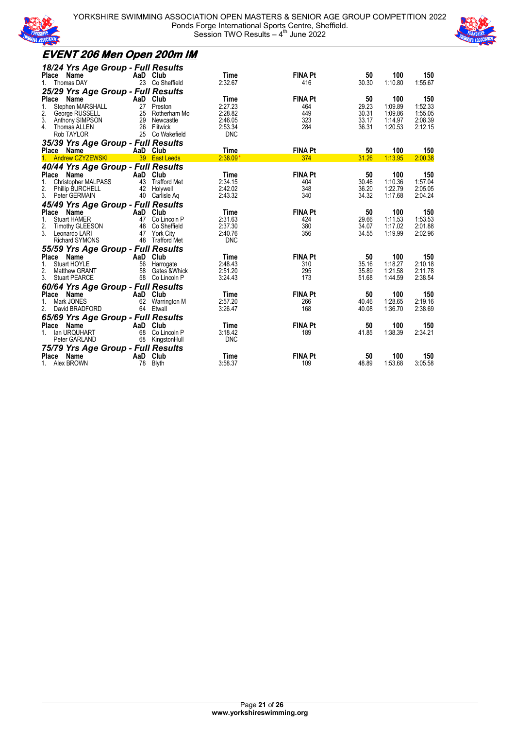# EVENT 206 Men Open 200m IM

### 18/24 Yrs Age Group - Full Results

| Place | Name | AaD | Club | Time | FINA Pt | 50 | 100 | 150 |
|---|---|---|---|---|---|---|---|---|
| 1. | Thomas DAY | 23 | Co Sheffield | 2:32.67 | 416 | 30.30 | 1:10.80 | 1:55.67 |

### 25/29 Yrs Age Group - Full Results

| Place | Name | AaD | Club | Time | FINA Pt | 50 | 100 | 150 |
|---|---|---|---|---|---|---|---|---|
| 1. | Stephen MARSHALL | 27 | Preston | 2:27.23 | 464 | 29.23 | 1:09.89 | 1:52.33 |
| 2. | George RUSSELL | 25 | Rotherham Mo | 2:28.82 | 449 | 30.31 | 1:09.86 | 1:55.05 |
| 3. | Anthony SIMPSON | 29 | Newcastle | 2:46.05 | 323 | 33.17 | 1:14.97 | 2:08.39 |
| 4. | Thomas ALLEN | 26 | Flitwick | 2:53.34 | 284 | 36.31 | 1:20.53 | 2:12.15 |
| | Rob TAYLOR | 25 | Co Wakefield | DNC | | | | |

### 35/39 Yrs Age Group - Full Results

| Place | Name | AaD | Club | Time | FINA Pt | 50 | 100 | 150 |
|---|---|---|---|---|---|---|---|---|
| 1. | Andrew CZYZEWSKI | 39 | East Leeds | 2:38.09* | 374 | 31.26 | 1:13.95 | 2:00.38 |

### 40/44 Yrs Age Group - Full Results

| Place | Name | AaD | Club | Time | FINA Pt | 50 | 100 | 150 |
|---|---|---|---|---|---|---|---|---|
| 1. | Christopher MALPASS | 43 | Trafford Met | 2:34.15 | 404 | 30.46 | 1:10.36 | 1:57.04 |
| 2. | Phillip BURCHELL | 42 | Holywell | 2:42.02 | 348 | 36.20 | 1:22.79 | 2:05.05 |
| 3. | Peter GERMAIN | 40 | Carlisle Aq | 2:43.32 | 340 | 34.32 | 1:17.68 | 2:04.24 |

### 45/49 Yrs Age Group - Full Results

| Place | Name | AaD | Club | Time | FINA Pt | 50 | 100 | 150 |
|---|---|---|---|---|---|---|---|---|
| 1. | Stuart HAMER | 47 | Co Lincoln P | 2:31.63 | 424 | 29.66 | 1:11.53 | 1:53.53 |
| 2. | Timothy GLEESON | 48 | Co Sheffield | 2:37.30 | 380 | 34.07 | 1:17.02 | 2:01.88 |
| 3. | Leonardo LARI | 47 | York City | 2:40.76 | 356 | 34.55 | 1:19.99 | 2:02.96 |
| | Richard SYMONS | 48 | Trafford Met | DNC | | | | |

### 55/59 Yrs Age Group - Full Results

| Place | Name | AaD | Club | Time | FINA Pt | 50 | 100 | 150 |
|---|---|---|---|---|---|---|---|---|
| 1. | Stuart HOYLE | 56 | Harrogate | 2:48.43 | 310 | 35.16 | 1:18.27 | 2:10.18 |
| 2. | Matthew GRANT | 58 | Gates &Whick | 2:51.20 | 295 | 35.89 | 1:21.58 | 2:11.78 |
| 3. | Stuart PEARCE | 58 | Co Lincoln P | 3:24.43 | 173 | 51.68 | 1:44.59 | 2:38.54 |

### 60/64 Yrs Age Group - Full Results

| Place | Name | AaD | Club | Time | FINA Pt | 50 | 100 | 150 |
|---|---|---|---|---|---|---|---|---|
| 1. | Mark JONES | 62 | Warrington M | 2:57.20 | 266 | 40.46 | 1:28.65 | 2:19.16 |
| 2. | David BRADFORD | 64 | Etwall | 3:26.47 | 168 | 40.08 | 1:36.70 | 2:38.69 |

### 65/69 Yrs Age Group - Full Results

| Place | Name | AaD | Club | Time | FINA Pt | 50 | 100 | 150 |
|---|---|---|---|---|---|---|---|---|
| 1. | Ian URQUHART | 68 | Co Lincoln P | 3:18.42 | 189 | 41.85 | 1:38.39 | 2:34.21 |
| | Peter GARLAND | 68 | KingstonHull | DNC | | | | |

### 75/79 Yrs Age Group - Full Results

| Place | Name | AaD | Club | Time | FINA Pt | 50 | 100 | 150 |
|---|---|---|---|---|---|---|---|---|
| 1. | Alex BROWN | 78 | Blyth | 3:58.37 | 109 | 48.89 | 1:53.68 | 3:05.58 |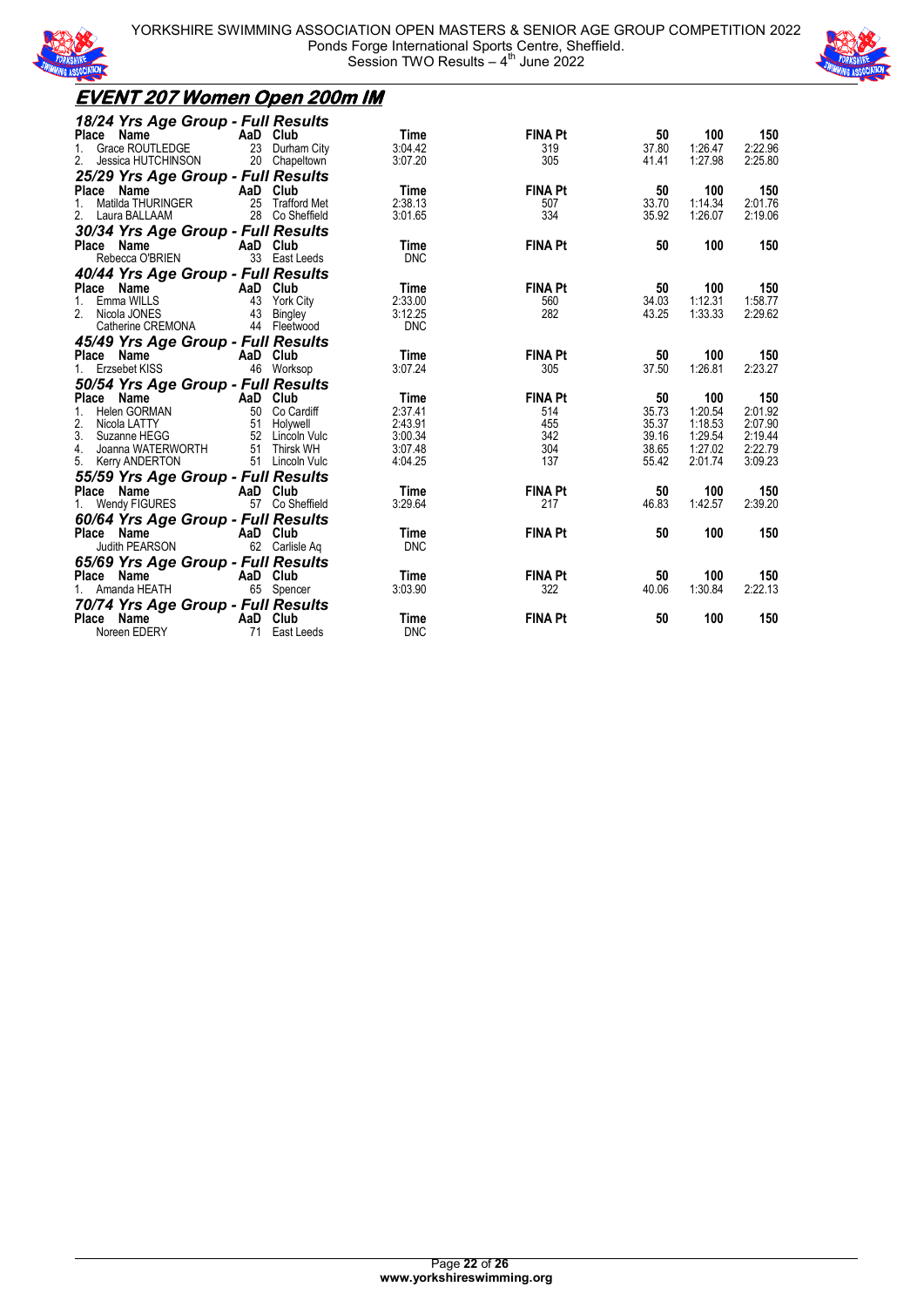## EVENT 207 Women Open 200m IM

### 18/24 Yrs Age Group - Full Results

| Place | Name | AaD | Club | Time | FINA Pt | 50 | 100 | 150 |
|---|---|---|---|---|---|---|---|---|
| 1. | Grace ROUTLEDGE | 23 | Durham City | 3:04.42 | 319 | 37.80 | 1:26.47 | 2:22.96 |
| 2. | Jessica HUTCHINSON | 20 | Chapeltown | 3:07.20 | 305 | 41.41 | 1:27.98 | 2:25.80 |

### 25/29 Yrs Age Group - Full Results

| Place | Name | AaD | Club | Time | FINA Pt | 50 | 100 | 150 |
|---|---|---|---|---|---|---|---|---|
| 1. | Matilda THURINGER | 25 | Trafford Met | 2:38.13 | 507 | 33.70 | 1:14.34 | 2:01.76 |
| 2. | Laura BALLAAM | 28 | Co Sheffield | 3:01.65 | 334 | 35.92 | 1:26.07 | 2:19.06 |

### 30/34 Yrs Age Group - Full Results

| Place | Name | AaD | Club | Time | FINA Pt | 50 | 100 | 150 |
|---|---|---|---|---|---|---|---|---|
| | Rebecca O'BRIEN | 33 | East Leeds | DNC | | | | |

### 40/44 Yrs Age Group - Full Results

| Place | Name | AaD | Club | Time | FINA Pt | 50 | 100 | 150 |
|---|---|---|---|---|---|---|---|---|
| 1. | Emma WILLS | 43 | York City | 2:33.00 | 560 | 34.03 | 1:12.31 | 1:58.77 |
| 2. | Nicola JONES | 43 | Bingley | 3:12.25 | 282 | 43.25 | 1:33.33 | 2:29.62 |
| | Catherine CREMONA | 44 | Fleetwood | DNC | | | | |

### 45/49 Yrs Age Group - Full Results

| Place | Name | AaD | Club | Time | FINA Pt | 50 | 100 | 150 |
|---|---|---|---|---|---|---|---|---|
| 1. | Erzsebet KISS | 46 | Worksop | 3:07.24 | 305 | 37.50 | 1:26.81 | 2:23.27 |

### 50/54 Yrs Age Group - Full Results

| Place | Name | AaD | Club | Time | FINA Pt | 50 | 100 | 150 |
|---|---|---|---|---|---|---|---|---|
| 1. | Helen GORMAN | 50 | Co Cardiff | 2:37.41 | 514 | 35.73 | 1:20.54 | 2:01.92 |
| 2. | Nicola LATTY | 51 | Holywell | 2:43.91 | 455 | 35.37 | 1:18.53 | 2:07.90 |
| 3. | Suzanne HEGG | 52 | Lincoln Vulc | 3:00.34 | 342 | 39.16 | 1:29.54 | 2:19.44 |
| 4. | Joanna WATERWORTH | 51 | Thirsk WH | 3:07.48 | 304 | 38.65 | 1:27.02 | 2:22.79 |
| 5. | Kerry ANDERTON | 51 | Lincoln Vulc | 4:04.25 | 137 | 55.42 | 2:01.74 | 3:09.23 |

### 55/59 Yrs Age Group - Full Results

| Place | Name | AaD | Club | Time | FINA Pt | 50 | 100 | 150 |
|---|---|---|---|---|---|---|---|---|
| 1. | Wendy FIGURES | 57 | Co Sheffield | 3:29.64 | 217 | 46.83 | 1:42.57 | 2:39.20 |

### 60/64 Yrs Age Group - Full Results

| Place | Name | AaD | Club | Time | FINA Pt | 50 | 100 | 150 |
|---|---|---|---|---|---|---|---|---|
| | Judith PEARSON | 62 | Carlisle Aq | DNC | | | | |

### 65/69 Yrs Age Group - Full Results

| Place | Name | AaD | Club | Time | FINA Pt | 50 | 100 | 150 |
|---|---|---|---|---|---|---|---|---|
| 1. | Amanda HEATH | 65 | Spencer | 3:03.90 | 322 | 40.06 | 1:30.84 | 2:22.13 |

### 70/74 Yrs Age Group - Full Results

| Place | Name | AaD | Club | Time | FINA Pt | 50 | 100 | 150 |
|---|---|---|---|---|---|---|---|---|
| | Noreen EDERY | 71 | East Leeds | DNC | | | | |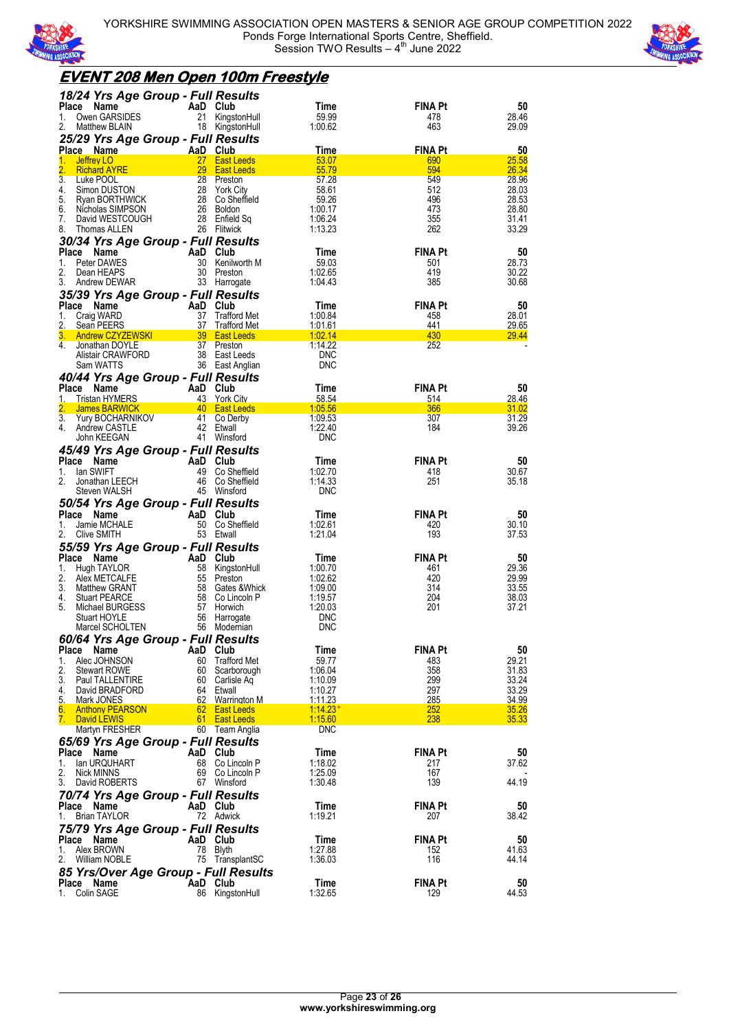## EVENT 208 Men Open 100m Freestyle

### 18/24 Yrs Age Group - Full Results

| Place | Name | AaD | Club | Time | FINA Pt | 50 |
|---|---|---|---|---|---|---|
| 1. | Owen GARSIDES | 21 | KingstonHull | 59.99 | 478 | 28.46 |
| 2. | Matthew BLAIN | 18 | KingstonHull | 1:00.62 | 463 | 29.09 |

### 25/29 Yrs Age Group - Full Results

| Place | Name | AaD | Club | Time | FINA Pt | 50 |
|---|---|---|---|---|---|---|
| 1. | Jeffrey LO | 27 | East Leeds | 53.07 | 690 | 25.58 |
| 2. | Richard AYRE | 29 | East Leeds | 55.79 | 594 | 26.34 |
| 3. | Luke POOL | 28 | Preston | 57.28 | 549 | 28.96 |
| 4. | Simon DUSTON | 28 | York City | 58.61 | 512 | 28.03 |
| 5. | Ryan BORTHWICK | 28 | Co Sheffield | 59.26 | 496 | 28.53 |
| 6. | Nicholas SIMPSON | 26 | Boldon | 1:00.17 | 473 | 28.80 |
| 7. | David WESTCOUGH | 28 | Enfield Sq | 1:06.24 | 355 | 31.41 |
| 8. | Thomas ALLEN | 26 | Flitwick | 1:13.23 | 262 | 33.29 |

### 30/34 Yrs Age Group - Full Results

| Place | Name | AaD | Club | Time | FINA Pt | 50 |
|---|---|---|---|---|---|---|
| 1. | Peter DAWES | 30 | Kenilworth M | 59.03 | 501 | 28.73 |
| 2. | Dean HEAPS | 30 | Preston | 1:02.65 | 419 | 30.22 |
| 3. | Andrew DEWAR | 33 | Harrogate | 1:04.43 | 385 | 30.68 |

### 35/39 Yrs Age Group - Full Results

| Place | Name | AaD | Club | Time | FINA Pt | 50 |
|---|---|---|---|---|---|---|
| 1. | Craig WARD | 37 | Trafford Met | 1:00.84 | 458 | 28.01 |
| 2. | Sean PEERS | 37 | Trafford Met | 1:01.61 | 441 | 29.65 |
| 3. | Andrew CZYZEWSKI | 39 | East Leeds | 1:02.14 | 430 | 29.44 |
| 4. | Jonathan DOYLE | 37 | Preston | 1:14.22 | 252 | - |
| | Alistair CRAWFORD | 38 | East Leeds | DNC | | |
| | Sam WATTS | 36 | East Anglian | DNC | | |

### 40/44 Yrs Age Group - Full Results

| Place | Name | AaD | Club | Time | FINA Pt | 50 |
|---|---|---|---|---|---|---|
| 1. | Tristan HYMERS | 43 | York City | 58.54 | 514 | 28.46 |
| 2. | James BARWICK | 40 | East Leeds | 1:05.56 | 366 | 31.02 |
| 3. | Yury BOCHARNIKOV | 41 | Co Derby | 1:09.53 | 307 | 31.29 |
| 4. | Andrew CASTLE | 42 | Etwall | 1:22.40 | 184 | 39.26 |
| | John KEEGAN | 41 | Winsford | DNC | | |

### 45/49 Yrs Age Group - Full Results

| Place | Name | AaD | Club | Time | FINA Pt | 50 |
|---|---|---|---|---|---|---|
| 1. | Ian SWIFT | 49 | Co Sheffield | 1:02.70 | 418 | 30.67 |
| 2. | Jonathan LEECH | 46 | Co Sheffield | 1:14.33 | 251 | 35.18 |
| | Steven WALSH | 45 | Winsford | DNC | | |

### 50/54 Yrs Age Group - Full Results

| Place | Name | AaD | Club | Time | FINA Pt | 50 |
|---|---|---|---|---|---|---|
| 1. | Jamie MCHALE | 50 | Co Sheffield | 1:02.61 | 420 | 30.10 |
| 2. | Clive SMITH | 53 | Etwall | 1:21.04 | 193 | 37.53 |

### 55/59 Yrs Age Group - Full Results

| Place | Name | AaD | Club | Time | FINA Pt | 50 |
|---|---|---|---|---|---|---|
| 1. | Hugh TAYLOR | 58 | KingstonHull | 1:00.70 | 461 | 29.36 |
| 2. | Alex METCALFE | 55 | Preston | 1:02.62 | 420 | 29.99 |
| 3. | Matthew GRANT | 58 | Gates &Whick | 1:09.00 | 314 | 33.55 |
| 4. | Stuart PEARCE | 58 | Co Lincoln P | 1:19.57 | 204 | 38.03 |
| 5. | Michael BURGESS | 57 | Horwich | 1:20.03 | 201 | 37.21 |
| | Stuart HOYLE | 56 | Harrogate | DNC | | |
| | Marcel SCHOLTEN | 56 | Modernian | DNC | | |

### 60/64 Yrs Age Group - Full Results

| Place | Name | AaD | Club | Time | FINA Pt | 50 |
|---|---|---|---|---|---|---|
| 1. | Alec JOHNSON | 60 | Trafford Met | 59.77 | 483 | 29.21 |
| 2. | Stewart ROWE | 60 | Scarborough | 1:06.04 | 358 | 31.83 |
| 3. | Paul TALLENTIRE | 60 | Carlisle Aq | 1:10.09 | 299 | 33.24 |
| 4. | David BRADFORD | 64 | Etwall | 1:10.27 | 297 | 33.29 |
| 5. | Mark JONES | 62 | Warrington M | 1:11.23 | 285 | 34.99 |
| 6. | Anthony PEARSON | 62 | East Leeds | 1:14.23 * | 252 | 35.26 |
| 7. | David LEWIS | 61 | East Leeds | 1:15.60 | 238 | 35.33 |
| | Martyn FRESHER | 60 | Team Anglia | DNC | | |

### 65/69 Yrs Age Group - Full Results

| Place | Name | AaD | Club | Time | FINA Pt | 50 |
|---|---|---|---|---|---|---|
| 1. | Ian URQUHART | 68 | Co Lincoln P | 1:18.02 | 217 | 37.62 |
| 2. | Nick MINNS | 69 | Co Lincoln P | 1:25.09 | 167 | - |
| 3. | David ROBERTS | 67 | Winsford | 1:30.48 | 139 | 44.19 |

### 70/74 Yrs Age Group - Full Results

| Place | Name | AaD | Club | Time | FINA Pt | 50 |
|---|---|---|---|---|---|---|
| 1. | Brian TAYLOR | 72 | Adwick | 1:19.21 | 207 | 38.42 |

### 75/79 Yrs Age Group - Full Results

| Place | Name | AaD | Club | Time | FINA Pt | 50 |
|---|---|---|---|---|---|---|
| 1. | Alex BROWN | 78 | Blyth | 1:27.88 | 152 | 41.63 |
| 2. | William NOBLE | 75 | TransplantSC | 1:36.03 | 116 | 44.14 |

### 85 Yrs/Over Age Group - Full Results

| Place | Name | AaD | Club | Time | FINA Pt | 50 |
|---|---|---|---|---|---|---|
| 1. | Colin SAGE | 86 | KingstonHull | 1:32.65 | 129 | 44.53 |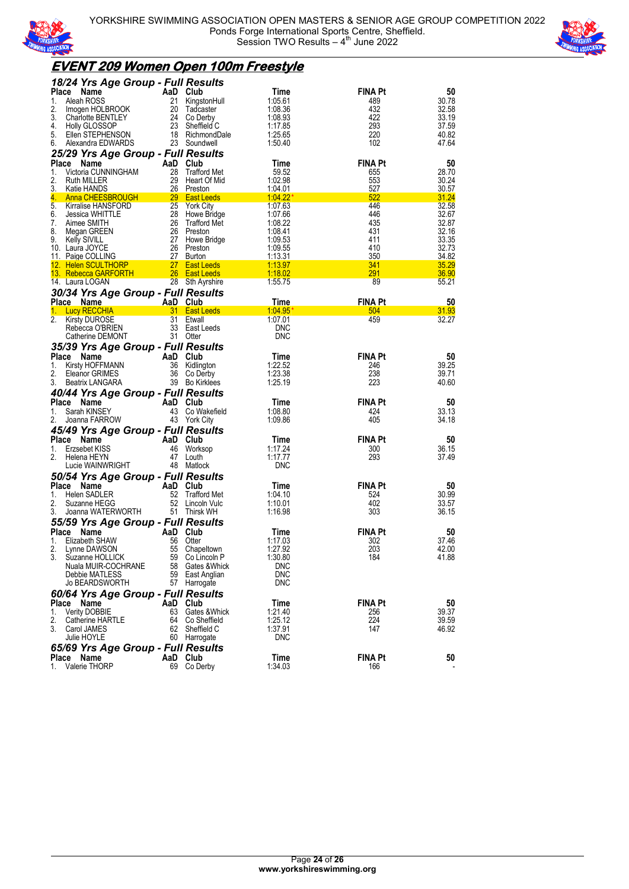# EVENT 209 Women Open 100m Freestyle

### 18/24 Yrs Age Group - Full Results

| Place | Name | AaD | Club | Time | FINA Pt | 50 |
|---|---|---|---|---|---|---|
| 1. | Aleah ROSS | 21 | KingstonHull | 1:05.61 | 489 | 30.78 |
| 2. | Imogen HOLBROOK | 20 | Tadcaster | 1:08.36 | 432 | 32.58 |
| 3. | Charlotte BENTLEY | 24 | Co Derby | 1:08.93 | 422 | 33.19 |
| 4. | Holly GLOSSOP | 23 | Sheffield C | 1:17.85 | 293 | 37.59 |
| 5. | Ellen STEPHENSON | 18 | RichmondDale | 1:25.65 | 220 | 40.82 |
| 6. | Alexandra EDWARDS | 23 | Soundwell | 1:50.40 | 102 | 47.64 |

### 25/29 Yrs Age Group - Full Results

| Place | Name | AaD | Club | Time | FINA Pt | 50 |
|---|---|---|---|---|---|---|
| 1. | Victoria CUNNINGHAM | 28 | Trafford Met | 59.52 | 655 | 28.70 |
| 2. | Ruth MILLER | 29 | Heart Of Mid | 1:02.98 | 553 | 30.24 |
| 3. | Katie HANDS | 26 | Preston | 1:04.01 | 527 | 30.57 |
| 4. | Anna CHEESBROUGH | 29 | East Leeds | 1:04.22* | 522 | 31.24 |
| 5. | Kirralise HANSFORD | 25 | York City | 1:07.63 | 446 | 32.58 |
| 6. | Jessica WHITTLE | 28 | Howe Bridge | 1:07.66 | 446 | 32.67 |
| 7. | Aimee SMITH | 26 | Trafford Met | 1:08.22 | 435 | 32.87 |
| 8. | Megan GREEN | 26 | Preston | 1:08.41 | 431 | 32.16 |
| 9. | Kelly SIVILL | 27 | Howe Bridge | 1:09.53 | 411 | 33.35 |
| 10. | Laura JOYCE | 26 | Preston | 1:09.55 | 410 | 32.73 |
| 11. | Paige COLLING | 27 | Burton | 1:13.31 | 350 | 34.82 |
| 12. | Helen SCULTHORP | 27 | East Leeds | 1:13.97 | 341 | 35.29 |
| 13. | Rebecca GARFORTH | 26 | East Leeds | 1:18.02 | 291 | 36.90 |
| 14. | Laura LOGAN | 28 | Sth Ayrshire | 1:55.75 | 89 | 55.21 |

### 30/34 Yrs Age Group - Full Results

| Place | Name | AaD | Club | Time | FINA Pt | 50 |
|---|---|---|---|---|---|---|
| 1. | Lucy RECCHIA | 31 | East Leeds | 1:04.95* | 504 | 31.93 |
| 2. | Kirsty DUROSE | 31 | Etwall | 1:07.01 | 459 | 32.27 |
| | Rebecca O'BRIEN | 33 | East Leeds | DNC | | |
| | Catherine DEMONT | 31 | Otter | DNC | | |

### 35/39 Yrs Age Group - Full Results

| Place | Name | AaD | Club | Time | FINA Pt | 50 |
|---|---|---|---|---|---|---|
| 1. | Kirsty HOFFMANN | 36 | Kidlington | 1:22.52 | 246 | 39.25 |
| 2. | Eleanor GRIMES | 36 | Co Derby | 1:23.38 | 238 | 39.71 |
| 3. | Beatrix LANGARA | 39 | Bo Kirklees | 1:25.19 | 223 | 40.60 |

### 40/44 Yrs Age Group - Full Results

| Place | Name | AaD | Club | Time | FINA Pt | 50 |
|---|---|---|---|---|---|---|
| 1. | Sarah KINSEY | 43 | Co Wakefield | 1:08.80 | 424 | 33.13 |
| 2. | Joanna FARROW | 43 | York City | 1:09.86 | 405 | 34.18 |

### 45/49 Yrs Age Group - Full Results

| Place | Name | AaD | Club | Time | FINA Pt | 50 |
|---|---|---|---|---|---|---|
| 1. | Erzsebet KISS | 46 | Worksop | 1:17.24 | 300 | 36.15 |
| 2. | Helena HEYN | 47 | Louth | 1:17.77 | 293 | 37.49 |
| | Lucie WAINWRIGHT | 48 | Matlock | DNC | | |

### 50/54 Yrs Age Group - Full Results

| Place | Name | AaD | Club | Time | FINA Pt | 50 |
|---|---|---|---|---|---|---|
| 1. | Helen SADLER | 52 | Trafford Met | 1:04.10 | 524 | 30.99 |
| 2. | Suzanne HEGG | 52 | Lincoln Vulc | 1:10.01 | 402 | 33.57 |
| 3. | Joanna WATERWORTH | 51 | Thirsk WH | 1:16.98 | 303 | 36.15 |

### 55/59 Yrs Age Group - Full Results

| Place | Name | AaD | Club | Time | FINA Pt | 50 |
|---|---|---|---|---|---|---|
| 1. | Elizabeth SHAW | 56 | Otter | 1:17.03 | 302 | 37.46 |
| 2. | Lynne DAWSON | 55 | Chapeltown | 1:27.92 | 203 | 42.00 |
| 3. | Suzanne HOLLICK | 59 | Co Lincoln P | 1:30.80 | 184 | 41.88 |
| | Nuala MUIR-COCHRANE | 58 | Gates &Whick | DNC | | |
| | Debbie MATLESS | 59 | East Anglian | DNC | | |
| | Jo BEARDSWORTH | 57 | Harrogate | DNC | | |

### 60/64 Yrs Age Group - Full Results

| Place | Name | AaD | Club | Time | FINA Pt | 50 |
|---|---|---|---|---|---|---|
| 1. | Verity DOBBIE | 63 | Gates &Whick | 1:21.40 | 256 | 39.37 |
| 2. | Catherine HARTLE | 64 | Co Sheffield | 1:25.12 | 224 | 39.59 |
| 3. | Carol JAMES | 62 | Sheffield C | 1:37.91 | 147 | 46.92 |
| | Julie HOYLE | 60 | Harrogate | DNC | | |

### 65/69 Yrs Age Group - Full Results

| Place | Name | AaD | Club | Time | FINA Pt | 50 |
|---|---|---|---|---|---|---|
| 1. | Valerie THORP | 69 | Co Derby | 1:34.03 | 166 | - |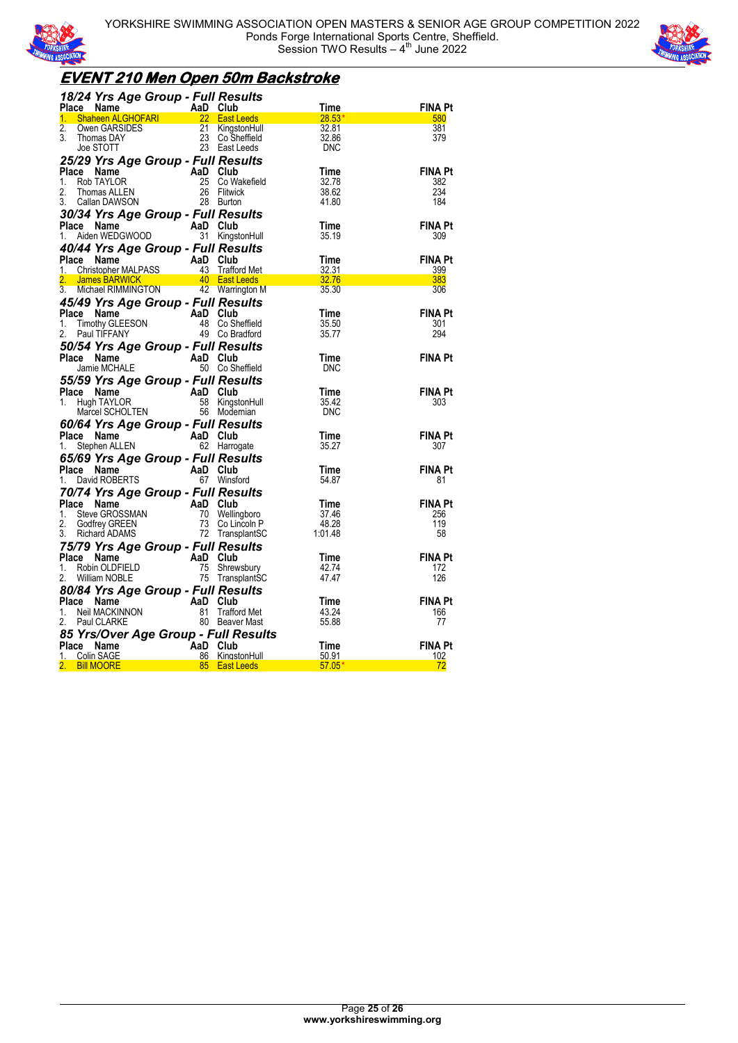# EVENT 210 Men Open 50m Backstroke

## 18/24 Yrs Age Group - Full Results

| Place | Name | AaD | Club | Time | FINA Pt |
|---|---|---|---|---|---|
| 1. | Shaheen ALGHOFARI | 22 | East Leeds | 28.53* | 580 |
| 2. | Owen GARSIDES | 21 | KingstonHull | 32.81 | 381 |
| 3. | Thomas DAY | 23 | Co Sheffield | 32.86 | 379 |
| | Joe STOTT | 23 | East Leeds | DNC | |

## 25/29 Yrs Age Group - Full Results

| Place | Name | AaD | Club | Time | FINA Pt |
|---|---|---|---|---|---|
| 1. | Rob TAYLOR | 25 | Co Wakefield | 32.78 | 382 |
| 2. | Thomas ALLEN | 26 | Flitwick | 38.62 | 234 |
| 3. | Callan DAWSON | 28 | Burton | 41.80 | 184 |

## 30/34 Yrs Age Group - Full Results

| Place | Name | AaD | Club | Time | FINA Pt |
|---|---|---|---|---|---|
| 1. | Aiden WEDGWOOD | 31 | KingstonHull | 35.19 | 309 |

## 40/44 Yrs Age Group - Full Results

| Place | Name | AaD | Club | Time | FINA Pt |
|---|---|---|---|---|---|
| 1. | Christopher MALPASS | 43 | Trafford Met | 32.31 | 399 |
| 2. | James BARWICK | 40 | East Leeds | 32.76 | 383 |
| 3. | Michael RIMMINGTON | 42 | Warrington M | 35.30 | 306 |

## 45/49 Yrs Age Group - Full Results

| Place | Name | AaD | Club | Time | FINA Pt |
|---|---|---|---|---|---|
| 1. | Timothy GLEESON | 48 | Co Sheffield | 35.50 | 301 |
| 2. | Paul TIFFANY | 49 | Co Bradford | 35.77 | 294 |

## 50/54 Yrs Age Group - Full Results

| Place | Name | AaD | Club | Time | FINA Pt |
|---|---|---|---|---|---|
| | Jamie MCHALE | 50 | Co Sheffield | DNC | |

## 55/59 Yrs Age Group - Full Results

| Place | Name | AaD | Club | Time | FINA Pt |
|---|---|---|---|---|---|
| 1. | Hugh TAYLOR | 58 | KingstonHull | 35.42 | 303 |
| | Marcel SCHOLTEN | 56 | Modernian | DNC | |

## 60/64 Yrs Age Group - Full Results

| Place | Name | AaD | Club | Time | FINA Pt |
|---|---|---|---|---|---|
| 1. | Stephen ALLEN | 62 | Harrogate | 35.27 | 307 |

## 65/69 Yrs Age Group - Full Results

| Place | Name | AaD | Club | Time | FINA Pt |
|---|---|---|---|---|---|
| 1. | David ROBERTS | 67 | Winsford | 54.87 | 81 |

## 70/74 Yrs Age Group - Full Results

| Place | Name | AaD | Club | Time | FINA Pt |
|---|---|---|---|---|---|
| 1. | Steve GROSSMAN | 70 | Wellingboro | 37.46 | 256 |
| 2. | Godfrey GREEN | 73 | Co Lincoln P | 48.28 | 119 |
| 3. | Richard ADAMS | 72 | TransplantSC | 1:01.48 | 58 |

## 75/79 Yrs Age Group - Full Results

| Place | Name | AaD | Club | Time | FINA Pt |
|---|---|---|---|---|---|
| 1. | Robin OLDFIELD | 75 | Shrewsbury | 42.74 | 172 |
| 2. | William NOBLE | 75 | TransplantSC | 47.47 | 126 |

## 80/84 Yrs Age Group - Full Results

| Place | Name | AaD | Club | Time | FINA Pt |
|---|---|---|---|---|---|
| 1. | Neil MACKINNON | 81 | Trafford Met | 43.24 | 166 |
| 2. | Paul CLARKE | 80 | Beaver Mast | 55.88 | 77 |

## 85 Yrs/Over Age Group - Full Results

| Place | Name | AaD | Club | Time | FINA Pt |
|---|---|---|---|---|---|
| 1. | Colin SAGE | 86 | KingstonHull | 50.91 | 102 |
| 2. | Bill MOORE | 85 | East Leeds | 57.05* | 72 |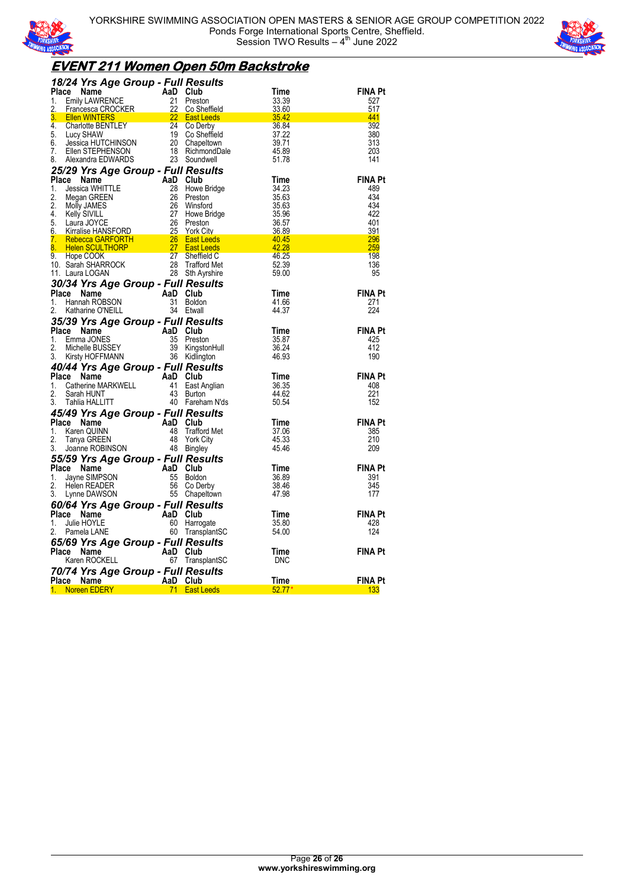# EVENT 211 Women Open 50m Backstroke

### 18/24 Yrs Age Group - Full Results

| Place | Name | AaD | Club | Time | FINA Pt |
|---|---|---|---|---|---|
| 1. | Emily LAWRENCE | 21 | Preston | 33.39 | 527 |
| 2. | Francesca CROCKER | 22 | Co Sheffield | 33.60 | 517 |
| 3. | Ellen WINTERS | 22 | East Leeds | 35.42 | 441 |
| 4. | Charlotte BENTLEY | 24 | Co Derby | 36.84 | 392 |
| 5. | Lucy SHAW | 19 | Co Sheffield | 37.22 | 380 |
| 6. | Jessica HUTCHINSON | 20 | Chapeltown | 39.71 | 313 |
| 7. | Ellen STEPHENSON | 18 | RichmondDale | 45.89 | 203 |
| 8. | Alexandra EDWARDS | 23 | Soundwell | 51.78 | 141 |

### 25/29 Yrs Age Group - Full Results

| Place | Name | AaD | Club | Time | FINA Pt |
|---|---|---|---|---|---|
| 1. | Jessica WHITTLE | 28 | Howe Bridge | 34.23 | 489 |
| 2. | Megan GREEN | 26 | Preston | 35.63 | 434 |
| 2. | Molly JAMES | 26 | Winsford | 35.63 | 434 |
| 4. | Kelly SIVILL | 27 | Howe Bridge | 35.96 | 422 |
| 5. | Laura JOYCE | 26 | Preston | 36.57 | 401 |
| 6. | Kirralise HANSFORD | 25 | York City | 36.89 | 391 |
| 7. | Rebecca GARFORTH | 26 | East Leeds | 40.45 | 296 |
| 8. | Helen SCULTHORP | 27 | East Leeds | 42.28 | 259 |
| 9. | Hope COOK | 27 | Sheffield C | 46.25 | 198 |
| 10. | Sarah SHARROCK | 28 | Trafford Met | 52.39 | 136 |
| 11. | Laura LOGAN | 28 | Sth Ayrshire | 59.00 | 95 |

### 30/34 Yrs Age Group - Full Results

| Place | Name | AaD | Club | Time | FINA Pt |
|---|---|---|---|---|---|
| 1. | Hannah ROBSON | 31 | Boldon | 41.66 | 271 |
| 2. | Katharine O'NEILL | 34 | Etwall | 44.37 | 224 |

### 35/39 Yrs Age Group - Full Results

| Place | Name | AaD | Club | Time | FINA Pt |
|---|---|---|---|---|---|
| 1. | Emma JONES | 35 | Preston | 35.87 | 425 |
| 2. | Michelle BUSSEY | 39 | KingstonHull | 36.24 | 412 |
| 3. | Kirsty HOFFMANN | 36 | Kidlington | 46.93 | 190 |

### 40/44 Yrs Age Group - Full Results

| Place | Name | AaD | Club | Time | FINA Pt |
|---|---|---|---|---|---|
| 1. | Catherine MARKWELL | 41 | East Anglian | 36.35 | 408 |
| 2. | Sarah HUNT | 43 | Burton | 44.62 | 221 |
| 3. | Tahlia HALLITT | 40 | Fareham N'ds | 50.54 | 152 |

### 45/49 Yrs Age Group - Full Results

| Place | Name | AaD | Club | Time | FINA Pt |
|---|---|---|---|---|---|
| 1. | Karen QUINN | 48 | Trafford Met | 37.06 | 385 |
| 2. | Tanya GREEN | 48 | York City | 45.33 | 210 |
| 3. | Joanne ROBINSON | 48 | Bingley | 45.46 | 209 |

### 55/59 Yrs Age Group - Full Results

| Place | Name | AaD | Club | Time | FINA Pt |
|---|---|---|---|---|---|
| 1. | Jayne SIMPSON | 55 | Boldon | 36.89 | 391 |
| 2. | Helen READER | 56 | Co Derby | 38.46 | 345 |
| 3. | Lynne DAWSON | 55 | Chapeltown | 47.98 | 177 |

### 60/64 Yrs Age Group - Full Results

| Place | Name | AaD | Club | Time | FINA Pt |
|---|---|---|---|---|---|
| 1. | Julie HOYLE | 60 | Harrogate | 35.80 | 428 |
| 2. | Pamela LANE | 60 | TransplantSC | 54.00 | 124 |

### 65/69 Yrs Age Group - Full Results

| Place | Name | AaD | Club | Time | FINA Pt |
|---|---|---|---|---|---|
| | Karen ROCKELL | 67 | TransplantSC | DNC | |

### 70/74 Yrs Age Group - Full Results

| Place | Name | AaD | Club | Time | FINA Pt |
|---|---|---|---|---|---|
| 1. | Noreen EDERY | 71 | East Leeds | 52.77* | 133 |